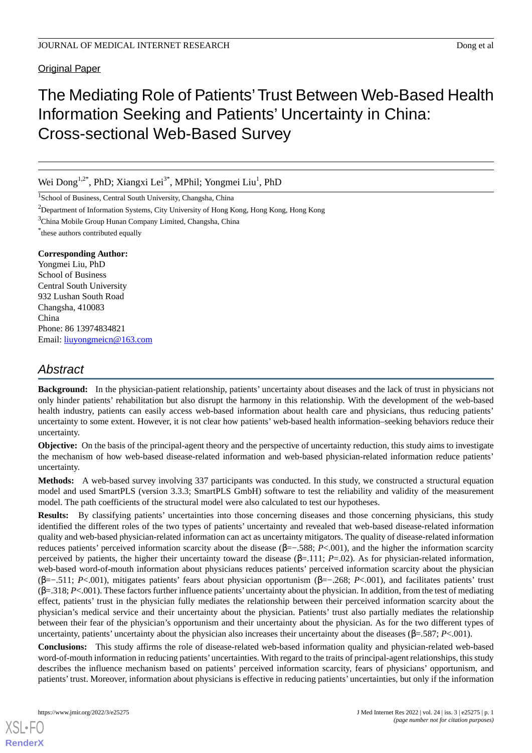Original Paper

# The Mediating Role of Patients' Trust Between Web-Based Health Information Seeking and Patients' Uncertainty in China: Cross-sectional Web-Based Survey

Wei Dong[1,2*], PhD; Xiangxi Lei[3*], MPhil; Yongmei Liu[1], PhD

[1]School of Business, Central South University, Changsha, China

[2]Department of Information Systems, City University of Hong Kong, Hong Kong, Hong Kong

[3]China Mobile Group Hunan Company Limited, Changsha, China

[*]these authors contributed equally

**Corresponding Author:**
Yongmei Liu, PhD
School of Business
Central South University
932 Lushan South Road
Changsha, 410083
China
Phone: 86 13974834821
Email: liuyongmeicn@163.com

## Abstract

**Background:** In the physician-patient relationship, patients' uncertainty about diseases and the lack of trust in physicians not only hinder patients' rehabilitation but also disrupt the harmony in this relationship. With the development of the web-based health industry, patients can easily access web-based information about health care and physicians, thus reducing patients' uncertainty to some extent. However, it is not clear how patients' web-based health information–seeking behaviors reduce their uncertainty.

**Objective:** On the basis of the principal-agent theory and the perspective of uncertainty reduction, this study aims to investigate the mechanism of how web-based disease-related information and web-based physician-related information reduce patients' uncertainty.

**Methods:** A web-based survey involving 337 participants was conducted. In this study, we constructed a structural equation model and used SmartPLS (version 3.3.3; SmartPLS GmbH) software to test the reliability and validity of the measurement model. The path coefficients of the structural model were also calculated to test our hypotheses.

**Results:** By classifying patients' uncertainties into those concerning diseases and those concerning physicians, this study identified the different roles of the two types of patients' uncertainty and revealed that web-based disease-related information quality and web-based physician-related information can act as uncertainty mitigators. The quality of disease-related information reduces patients' perceived information scarcity about the disease (β=−.588; *P*<.001), and the higher the information scarcity perceived by patients, the higher their uncertainty toward the disease (β=.111; *P*=.02). As for physician-related information, web-based word-of-mouth information about physicians reduces patients' perceived information scarcity about the physician (β=−.511; *P*<.001), mitigates patients' fears about physician opportunism (β=−.268; *P*<.001), and facilitates patients' trust (β=.318; *P*<.001). These factors further influence patients' uncertainty about the physician. In addition, from the test of mediating effect, patients' trust in the physician fully mediates the relationship between their perceived information scarcity about the physician's medical service and their uncertainty about the physician. Patients' trust also partially mediates the relationship between their fear of the physician's opportunism and their uncertainty about the physician. As for the two different types of uncertainty, patients' uncertainty about the physician also increases their uncertainty about the diseases (β=.587; *P*<.001).

**Conclusions:** This study affirms the role of disease-related web-based information quality and physician-related web-based word-of-mouth information in reducing patients' uncertainties. With regard to the traits of principal-agent relationships, this study describes the influence mechanism based on patients' perceived information scarcity, fears of physicians' opportunism, and patients' trust. Moreover, information about physicians is effective in reducing patients' uncertainties, but only if the information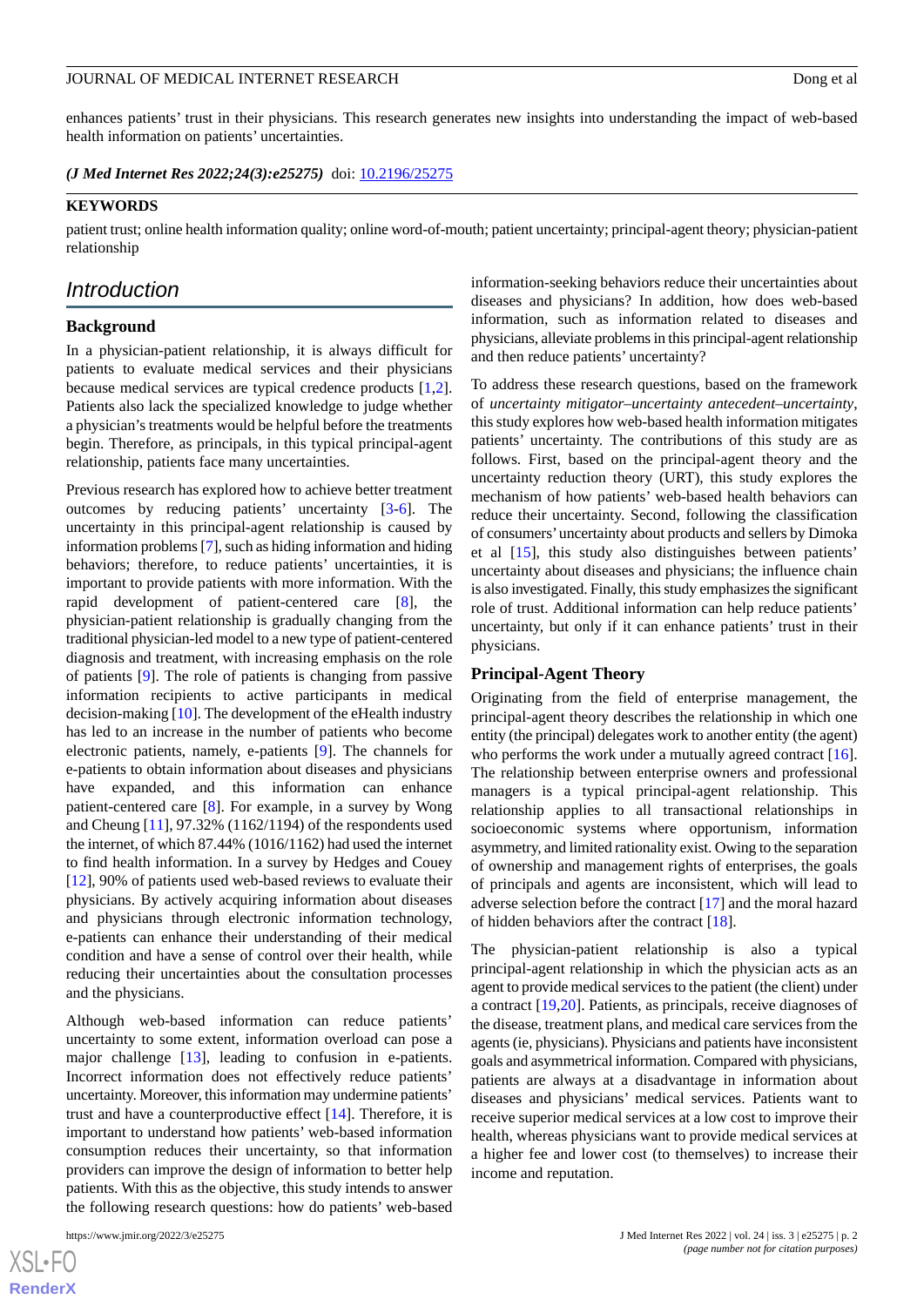enhances patients' trust in their physicians. This research generates new insights into understanding the impact of web-based health information on patients' uncertainties.

***(J Med Internet Res 2022;24(3):e25275)*** doi: 10.2196/25275

**KEYWORDS**

patient trust; online health information quality; online word-of-mouth; patient uncertainty; principal-agent theory; physician-patient relationship

## Introduction

### Background

In a physician-patient relationship, it is always difficult for patients to evaluate medical services and their physicians because medical services are typical credence products [1,2]. Patients also lack the specialized knowledge to judge whether a physician's treatments would be helpful before the treatments begin. Therefore, as principals, in this typical principal-agent relationship, patients face many uncertainties.

Previous research has explored how to achieve better treatment outcomes by reducing patients' uncertainty [3-6]. The uncertainty in this principal-agent relationship is caused by information problems [7], such as hiding information and hiding behaviors; therefore, to reduce patients' uncertainties, it is important to provide patients with more information. With the rapid development of patient-centered care [8], the physician-patient relationship is gradually changing from the traditional physician-led model to a new type of patient-centered diagnosis and treatment, with increasing emphasis on the role of patients [9]. The role of patients is changing from passive information recipients to active participants in medical decision-making [10]. The development of the eHealth industry has led to an increase in the number of patients who become electronic patients, namely, e-patients [9]. The channels for e-patients to obtain information about diseases and physicians have expanded, and this information can enhance patient-centered care [8]. For example, in a survey by Wong and Cheung [11], 97.32% (1162/1194) of the respondents used the internet, of which 87.44% (1016/1162) had used the internet to find health information. In a survey by Hedges and Couey [12], 90% of patients used web-based reviews to evaluate their physicians. By actively acquiring information about diseases and physicians through electronic information technology, e-patients can enhance their understanding of their medical condition and have a sense of control over their health, while reducing their uncertainties about the consultation processes and the physicians.

Although web-based information can reduce patients' uncertainty to some extent, information overload can pose a major challenge [13], leading to confusion in e-patients. Incorrect information does not effectively reduce patients' uncertainty. Moreover, this information may undermine patients' trust and have a counterproductive effect [14]. Therefore, it is important to understand how patients' web-based information consumption reduces their uncertainty, so that information providers can improve the design of information to better help patients. With this as the objective, this study intends to answer the following research questions: how do patients' web-based information-seeking behaviors reduce their uncertainties about diseases and physicians? In addition, how does web-based information, such as information related to diseases and physicians, alleviate problems in this principal-agent relationship and then reduce patients' uncertainty?

To address these research questions, based on the framework of *uncertainty mitigator–uncertainty antecedent–uncertainty*, this study explores how web-based health information mitigates patients' uncertainty. The contributions of this study are as follows. First, based on the principal-agent theory and the uncertainty reduction theory (URT), this study explores the mechanism of how patients' web-based health behaviors can reduce their uncertainty. Second, following the classification of consumers' uncertainty about products and sellers by Dimoka et al [15], this study also distinguishes between patients' uncertainty about diseases and physicians; the influence chain is also investigated. Finally, this study emphasizes the significant role of trust. Additional information can help reduce patients' uncertainty, but only if it can enhance patients' trust in their physicians.

### Principal-Agent Theory

Originating from the field of enterprise management, the principal-agent theory describes the relationship in which one entity (the principal) delegates work to another entity (the agent) who performs the work under a mutually agreed contract [16]. The relationship between enterprise owners and professional managers is a typical principal-agent relationship. This relationship applies to all transactional relationships in socioeconomic systems where opportunism, information asymmetry, and limited rationality exist. Owing to the separation of ownership and management rights of enterprises, the goals of principals and agents are inconsistent, which will lead to adverse selection before the contract [17] and the moral hazard of hidden behaviors after the contract [18].

The physician-patient relationship is also a typical principal-agent relationship in which the physician acts as an agent to provide medical services to the patient (the client) under a contract [19,20]. Patients, as principals, receive diagnoses of the disease, treatment plans, and medical care services from the agents (ie, physicians). Physicians and patients have inconsistent goals and asymmetrical information. Compared with physicians, patients are always at a disadvantage in information about diseases and physicians' medical services. Patients want to receive superior medical services at a low cost to improve their health, whereas physicians want to provide medical services at a higher fee and lower cost (to themselves) to increase their income and reputation.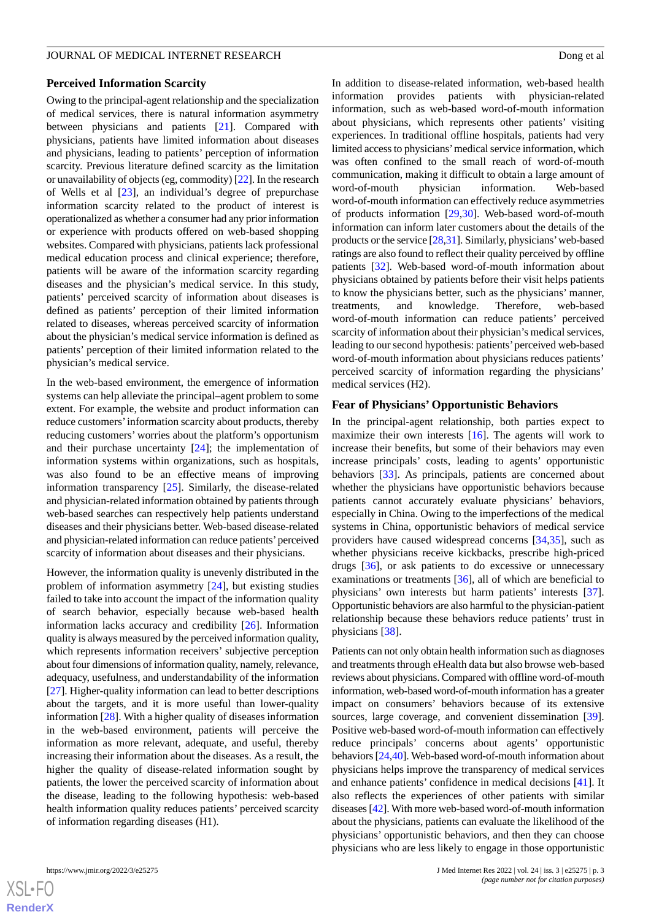### Perceived Information Scarcity

Owing to the principal-agent relationship and the specialization of medical services, there is natural information asymmetry between physicians and patients [21]. Compared with physicians, patients have limited information about diseases and physicians, leading to patients' perception of information scarcity. Previous literature defined scarcity as the limitation or unavailability of objects (eg, commodity) [22]. In the research of Wells et al [23], an individual's degree of prepurchase information scarcity related to the product of interest is operationalized as whether a consumer had any prior information or experience with products offered on web-based shopping websites. Compared with physicians, patients lack professional medical education process and clinical experience; therefore, patients will be aware of the information scarcity regarding diseases and the physician's medical service. In this study, patients' perceived scarcity of information about diseases is defined as patients' perception of their limited information related to diseases, whereas perceived scarcity of information about the physician's medical service information is defined as patients' perception of their limited information related to the physician's medical service.

In the web-based environment, the emergence of information systems can help alleviate the principal–agent problem to some extent. For example, the website and product information can reduce customers' information scarcity about products, thereby reducing customers' worries about the platform's opportunism and their purchase uncertainty [24]; the implementation of information systems within organizations, such as hospitals, was also found to be an effective means of improving information transparency [25]. Similarly, the disease-related and physician-related information obtained by patients through web-based searches can respectively help patients understand diseases and their physicians better. Web-based disease-related and physician-related information can reduce patients' perceived scarcity of information about diseases and their physicians.

However, the information quality is unevenly distributed in the problem of information asymmetry [24], but existing studies failed to take into account the impact of the information quality of search behavior, especially because web-based health information lacks accuracy and credibility [26]. Information quality is always measured by the perceived information quality, which represents information receivers' subjective perception about four dimensions of information quality, namely, relevance, adequacy, usefulness, and understandability of the information [27]. Higher-quality information can lead to better descriptions about the targets, and it is more useful than lower-quality information [28]. With a higher quality of diseases information in the web-based environment, patients will perceive the information as more relevant, adequate, and useful, thereby increasing their information about the diseases. As a result, the higher the quality of disease-related information sought by patients, the lower the perceived scarcity of information about the disease, leading to the following hypothesis: web-based health information quality reduces patients' perceived scarcity of information regarding diseases (H1).

In addition to disease-related information, web-based health information provides patients with physician-related information, such as web-based word-of-mouth information about physicians, which represents other patients' visiting experiences. In traditional offline hospitals, patients had very limited access to physicians' medical service information, which was often confined to the small reach of word-of-mouth communication, making it difficult to obtain a large amount of word-of-mouth physician information. Web-based word-of-mouth information can effectively reduce asymmetries of products information [29,30]. Web-based word-of-mouth information can inform later customers about the details of the products or the service [28,31]. Similarly, physicians' web-based ratings are also found to reflect their quality perceived by offline patients [32]. Web-based word-of-mouth information about physicians obtained by patients before their visit helps patients to know the physicians better, such as the physicians' manner, treatments, and knowledge. Therefore, web-based word-of-mouth information can reduce patients' perceived scarcity of information about their physician's medical services, leading to our second hypothesis: patients' perceived web-based word-of-mouth information about physicians reduces patients' perceived scarcity of information regarding the physicians' medical services (H2).

### Fear of Physicians' Opportunistic Behaviors

In the principal-agent relationship, both parties expect to maximize their own interests [16]. The agents will work to increase their benefits, but some of their behaviors may even increase principals' costs, leading to agents' opportunistic behaviors [33]. As principals, patients are concerned about whether the physicians have opportunistic behaviors because patients cannot accurately evaluate physicians' behaviors, especially in China. Owing to the imperfections of the medical systems in China, opportunistic behaviors of medical service providers have caused widespread concerns [34,35], such as whether physicians receive kickbacks, prescribe high-priced drugs [36], or ask patients to do excessive or unnecessary examinations or treatments [36], all of which are beneficial to physicians' own interests but harm patients' interests [37]. Opportunistic behaviors are also harmful to the physician-patient relationship because these behaviors reduce patients' trust in physicians [38].

Patients can not only obtain health information such as diagnoses and treatments through eHealth data but also browse web-based reviews about physicians. Compared with offline word-of-mouth information, web-based word-of-mouth information has a greater impact on consumers' behaviors because of its extensive sources, large coverage, and convenient dissemination [39]. Positive web-based word-of-mouth information can effectively reduce principals' concerns about agents' opportunistic behaviors [24,40]. Web-based word-of-mouth information about physicians helps improve the transparency of medical services and enhance patients' confidence in medical decisions [41]. It also reflects the experiences of other patients with similar diseases [42]. With more web-based word-of-mouth information about the physicians, patients can evaluate the likelihood of the physicians' opportunistic behaviors, and then they can choose physicians who are less likely to engage in those opportunistic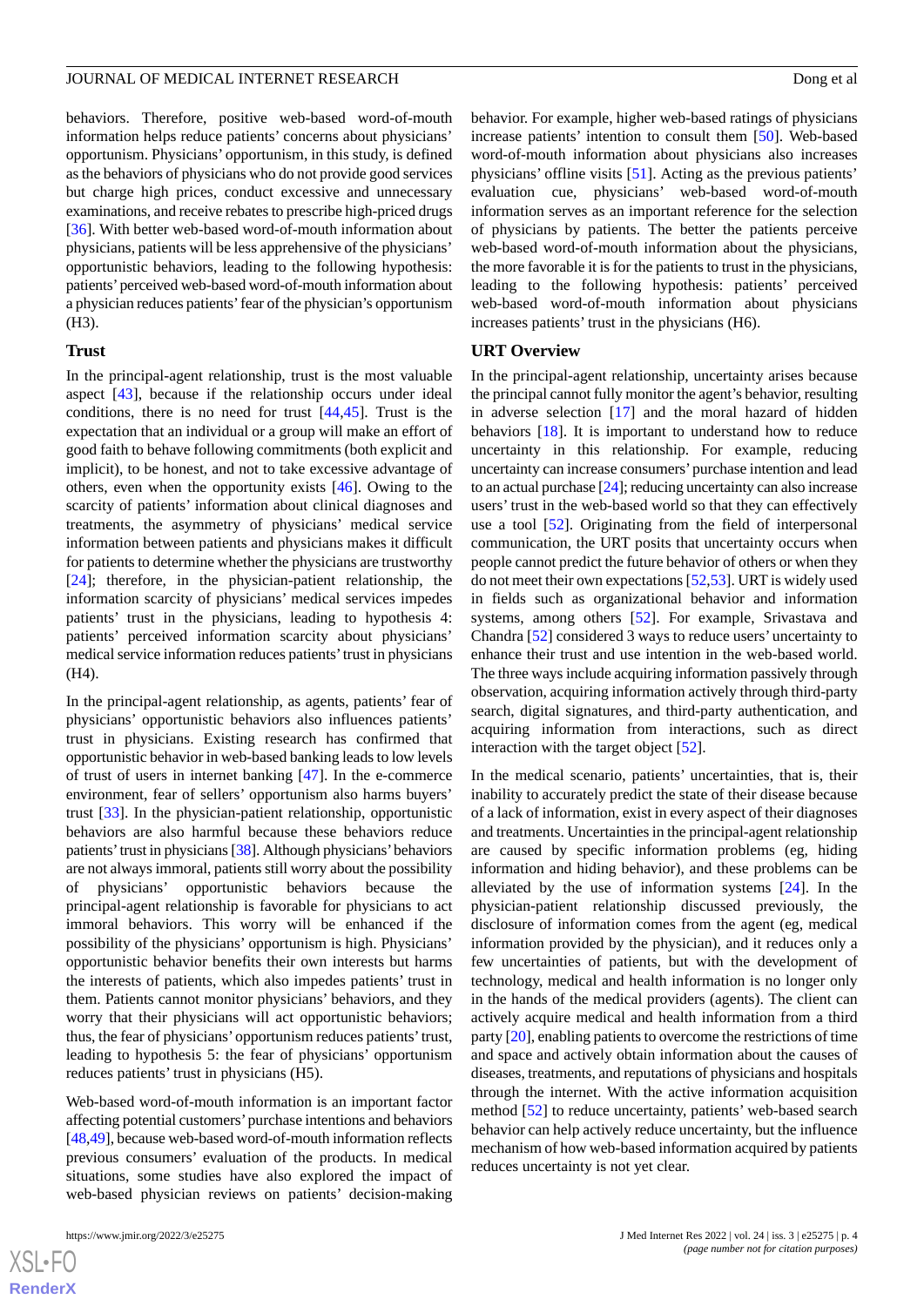behaviors. Therefore, positive web-based word-of-mouth information helps reduce patients' concerns about physicians' opportunism. Physicians' opportunism, in this study, is defined as the behaviors of physicians who do not provide good services but charge high prices, conduct excessive and unnecessary examinations, and receive rebates to prescribe high-priced drugs [36]. With better web-based word-of-mouth information about physicians, patients will be less apprehensive of the physicians' opportunistic behaviors, leading to the following hypothesis: patients' perceived web-based word-of-mouth information about a physician reduces patients' fear of the physician's opportunism (H3).

### Trust

In the principal-agent relationship, trust is the most valuable aspect [43], because if the relationship occurs under ideal conditions, there is no need for trust [44,45]. Trust is the expectation that an individual or a group will make an effort of good faith to behave following commitments (both explicit and implicit), to be honest, and not to take excessive advantage of others, even when the opportunity exists [46]. Owing to the scarcity of patients' information about clinical diagnoses and treatments, the asymmetry of physicians' medical service information between patients and physicians makes it difficult for patients to determine whether the physicians are trustworthy [24]; therefore, in the physician-patient relationship, the information scarcity of physicians' medical services impedes patients' trust in the physicians, leading to hypothesis 4: patients' perceived information scarcity about physicians' medical service information reduces patients' trust in physicians (H4).

In the principal-agent relationship, as agents, patients' fear of physicians' opportunistic behaviors also influences patients' trust in physicians. Existing research has confirmed that opportunistic behavior in web-based banking leads to low levels of trust of users in internet banking [47]. In the e-commerce environment, fear of sellers' opportunism also harms buyers' trust [33]. In the physician-patient relationship, opportunistic behaviors are also harmful because these behaviors reduce patients' trust in physicians [38]. Although physicians' behaviors are not always immoral, patients still worry about the possibility of physicians' opportunistic behaviors because the principal-agent relationship is favorable for physicians to act immoral behaviors. This worry will be enhanced if the possibility of the physicians' opportunism is high. Physicians' opportunistic behavior benefits their own interests but harms the interests of patients, which also impedes patients' trust in them. Patients cannot monitor physicians' behaviors, and they worry that their physicians will act opportunistic behaviors; thus, the fear of physicians' opportunism reduces patients' trust, leading to hypothesis 5: the fear of physicians' opportunism reduces patients' trust in physicians (H5).

Web-based word-of-mouth information is an important factor affecting potential customers' purchase intentions and behaviors [48,49], because web-based word-of-mouth information reflects previous consumers' evaluation of the products. In medical situations, some studies have also explored the impact of web-based physician reviews on patients' decision-making behavior. For example, higher web-based ratings of physicians increase patients' intention to consult them [50]. Web-based word-of-mouth information about physicians also increases physicians' offline visits [51]. Acting as the previous patients' evaluation cue, physicians' web-based word-of-mouth information serves as an important reference for the selection of physicians by patients. The better the patients perceive web-based word-of-mouth information about the physicians, the more favorable it is for the patients to trust in the physicians, leading to the following hypothesis: patients' perceived web-based word-of-mouth information about physicians increases patients' trust in the physicians (H6).

### URT Overview

In the principal-agent relationship, uncertainty arises because the principal cannot fully monitor the agent's behavior, resulting in adverse selection [17] and the moral hazard of hidden behaviors [18]. It is important to understand how to reduce uncertainty in this relationship. For example, reducing uncertainty can increase consumers' purchase intention and lead to an actual purchase [24]; reducing uncertainty can also increase users' trust in the web-based world so that they can effectively use a tool [52]. Originating from the field of interpersonal communication, the URT posits that uncertainty occurs when people cannot predict the future behavior of others or when they do not meet their own expectations [52,53]. URT is widely used in fields such as organizational behavior and information systems, among others [52]. For example, Srivastava and Chandra [52] considered 3 ways to reduce users' uncertainty to enhance their trust and use intention in the web-based world. The three ways include acquiring information passively through observation, acquiring information actively through third-party search, digital signatures, and third-party authentication, and acquiring information from interactions, such as direct interaction with the target object [52].

In the medical scenario, patients' uncertainties, that is, their inability to accurately predict the state of their disease because of a lack of information, exist in every aspect of their diagnoses and treatments. Uncertainties in the principal-agent relationship are caused by specific information problems (eg, hiding information and hiding behavior), and these problems can be alleviated by the use of information systems [24]. In the physician-patient relationship discussed previously, the disclosure of information comes from the agent (eg, medical information provided by the physician), and it reduces only a few uncertainties of patients, but with the development of technology, medical and health information is no longer only in the hands of the medical providers (agents). The client can actively acquire medical and health information from a third party [20], enabling patients to overcome the restrictions of time and space and actively obtain information about the causes of diseases, treatments, and reputations of physicians and hospitals through the internet. With the active information acquisition method [52] to reduce uncertainty, patients' web-based search behavior can help actively reduce uncertainty, but the influence mechanism of how web-based information acquired by patients reduces uncertainty is not yet clear.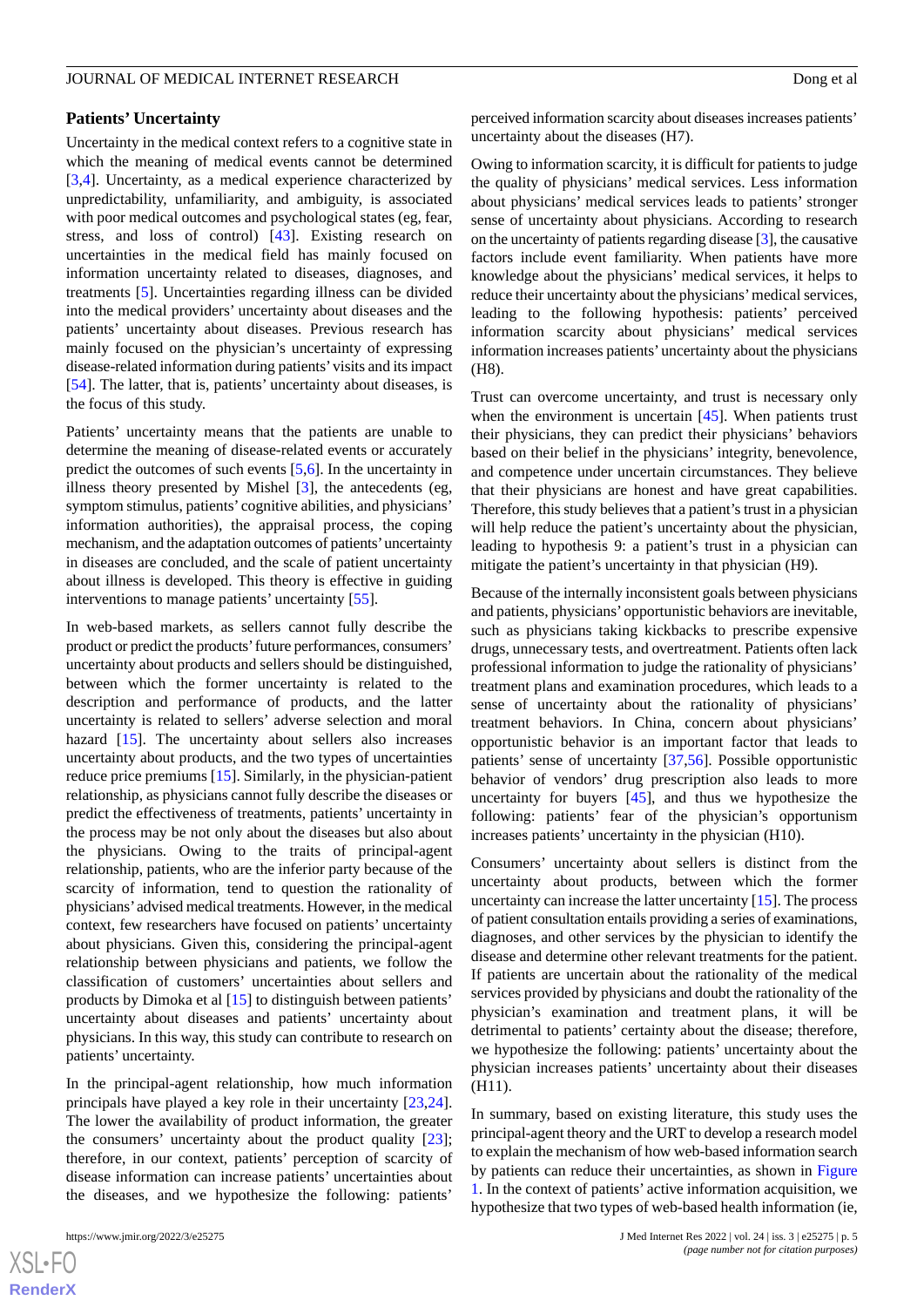### Patients' Uncertainty

Uncertainty in the medical context refers to a cognitive state in which the meaning of medical events cannot be determined [3,4]. Uncertainty, as a medical experience characterized by unpredictability, unfamiliarity, and ambiguity, is associated with poor medical outcomes and psychological states (eg, fear, stress, and loss of control) [43]. Existing research on uncertainties in the medical field has mainly focused on information uncertainty related to diseases, diagnoses, and treatments [5]. Uncertainties regarding illness can be divided into the medical providers' uncertainty about diseases and the patients' uncertainty about diseases. Previous research has mainly focused on the physician's uncertainty of expressing disease-related information during patients' visits and its impact [54]. The latter, that is, patients' uncertainty about diseases, is the focus of this study.

Patients' uncertainty means that the patients are unable to determine the meaning of disease-related events or accurately predict the outcomes of such events [5,6]. In the uncertainty in illness theory presented by Mishel [3], the antecedents (eg, symptom stimulus, patients' cognitive abilities, and physicians' information authorities), the appraisal process, the coping mechanism, and the adaptation outcomes of patients' uncertainty in diseases are concluded, and the scale of patient uncertainty about illness is developed. This theory is effective in guiding interventions to manage patients' uncertainty [55].

In web-based markets, as sellers cannot fully describe the product or predict the products' future performances, consumers' uncertainty about products and sellers should be distinguished, between which the former uncertainty is related to the description and performance of products, and the latter uncertainty is related to sellers' adverse selection and moral hazard [15]. The uncertainty about sellers also increases uncertainty about products, and the two types of uncertainties reduce price premiums [15]. Similarly, in the physician-patient relationship, as physicians cannot fully describe the diseases or predict the effectiveness of treatments, patients' uncertainty in the process may be not only about the diseases but also about the physicians. Owing to the traits of principal-agent relationship, patients, who are the inferior party because of the scarcity of information, tend to question the rationality of physicians' advised medical treatments. However, in the medical context, few researchers have focused on patients' uncertainty about physicians. Given this, considering the principal-agent relationship between physicians and patients, we follow the classification of customers' uncertainties about sellers and products by Dimoka et al [15] to distinguish between patients' uncertainty about diseases and patients' uncertainty about physicians. In this way, this study can contribute to research on patients' uncertainty.

In the principal-agent relationship, how much information principals have played a key role in their uncertainty [23,24]. The lower the availability of product information, the greater the consumers' uncertainty about the product quality [23]; therefore, in our context, patients' perception of scarcity of disease information can increase patients' uncertainties about the diseases, and we hypothesize the following: patients' perceived information scarcity about diseases increases patients' uncertainty about the diseases (H7).

Owing to information scarcity, it is difficult for patients to judge the quality of physicians' medical services. Less information about physicians' medical services leads to patients' stronger sense of uncertainty about physicians. According to research on the uncertainty of patients regarding disease [3], the causative factors include event familiarity. When patients have more knowledge about the physicians' medical services, it helps to reduce their uncertainty about the physicians' medical services, leading to the following hypothesis: patients' perceived information scarcity about physicians' medical services information increases patients' uncertainty about the physicians (H8).

Trust can overcome uncertainty, and trust is necessary only when the environment is uncertain [45]. When patients trust their physicians, they can predict their physicians' behaviors based on their belief in the physicians' integrity, benevolence, and competence under uncertain circumstances. They believe that their physicians are honest and have great capabilities. Therefore, this study believes that a patient's trust in a physician will help reduce the patient's uncertainty about the physician, leading to hypothesis 9: a patient's trust in a physician can mitigate the patient's uncertainty in that physician (H9).

Because of the internally inconsistent goals between physicians and patients, physicians' opportunistic behaviors are inevitable, such as physicians taking kickbacks to prescribe expensive drugs, unnecessary tests, and overtreatment. Patients often lack professional information to judge the rationality of physicians' treatment plans and examination procedures, which leads to a sense of uncertainty about the rationality of physicians' treatment behaviors. In China, concern about physicians' opportunistic behavior is an important factor that leads to patients' sense of uncertainty [37,56]. Possible opportunistic behavior of vendors' drug prescription also leads to more uncertainty for buyers [45], and thus we hypothesize the following: patients' fear of the physician's opportunism increases patients' uncertainty in the physician (H10).

Consumers' uncertainty about sellers is distinct from the uncertainty about products, between which the former uncertainty can increase the latter uncertainty [15]. The process of patient consultation entails providing a series of examinations, diagnoses, and other services by the physician to identify the disease and determine other relevant treatments for the patient. If patients are uncertain about the rationality of the medical services provided by physicians and doubt the rationality of the physician's examination and treatment plans, it will be detrimental to patients' certainty about the disease; therefore, we hypothesize the following: patients' uncertainty about the physician increases patients' uncertainty about their diseases (H11).

In summary, based on existing literature, this study uses the principal-agent theory and the URT to develop a research model to explain the mechanism of how web-based information search by patients can reduce their uncertainties, as shown in Figure 1. In the context of patients' active information acquisition, we hypothesize that two types of web-based health information (ie,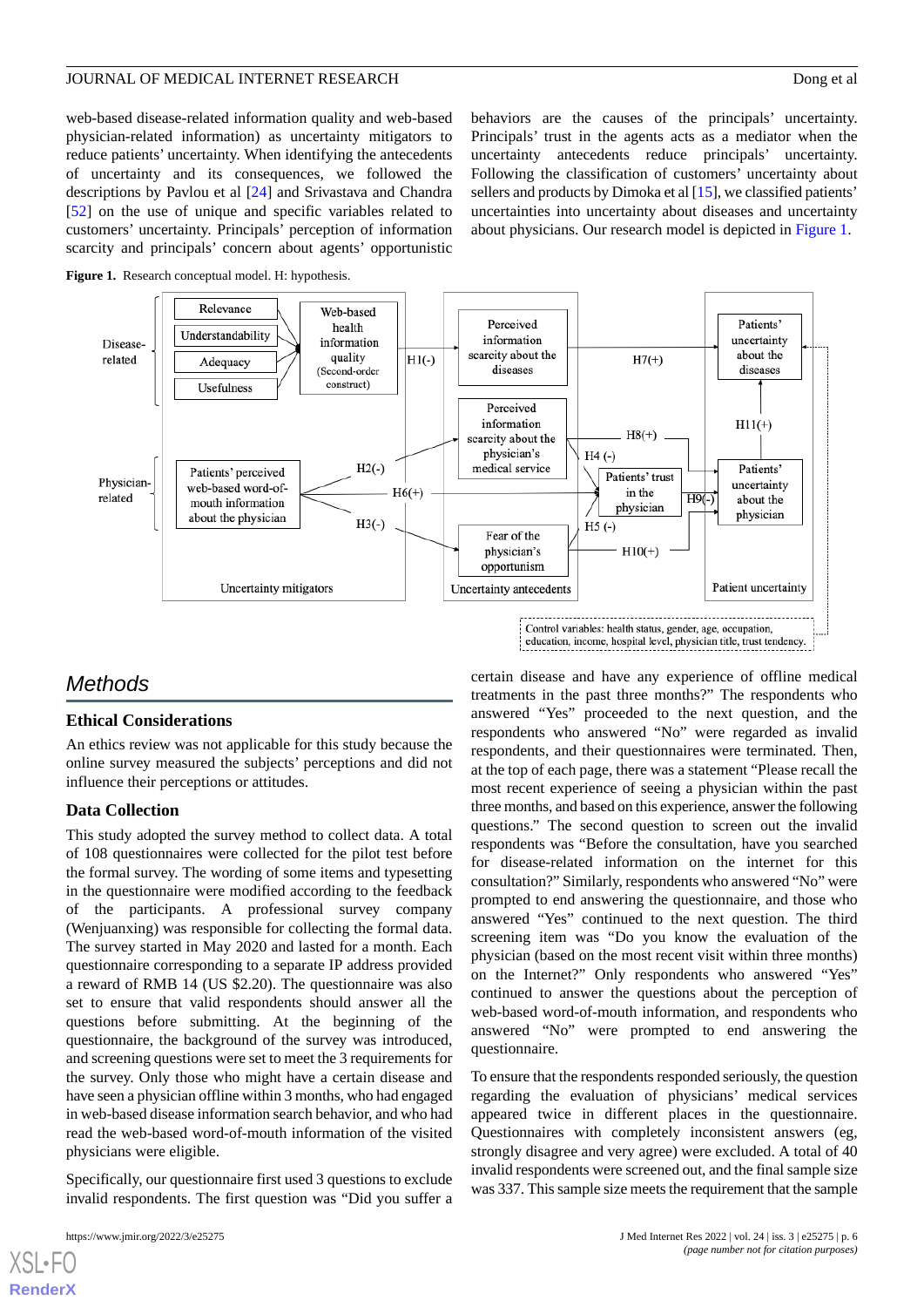web-based disease-related information quality and web-based physician-related information) as uncertainty mitigators to reduce patients' uncertainty. When identifying the antecedents of uncertainty and its consequences, we followed the descriptions by Pavlou et al [24] and Srivastava and Chandra [52] on the use of unique and specific variables related to customers' uncertainty. Principals' perception of information scarcity and principals' concern about agents' opportunistic behaviors are the causes of the principals' uncertainty. Principals' trust in the agents acts as a mediator when the uncertainty antecedents reduce principals' uncertainty. Following the classification of customers' uncertainty about sellers and products by Dimoka et al [15], we classified patients' uncertainties into uncertainty about diseases and uncertainty about physicians. Our research model is depicted in Figure 1.

**Figure 1.** Research conceptual model. H: hypothesis.

## Methods

### Ethical Considerations

An ethics review was not applicable for this study because the online survey measured the subjects' perceptions and did not influence their perceptions or attitudes.

### Data Collection

This study adopted the survey method to collect data. A total of 108 questionnaires were collected for the pilot test before the formal survey. The wording of some items and typesetting in the questionnaire were modified according to the feedback of the participants. A professional survey company (Wenjuanxing) was responsible for collecting the formal data. The survey started in May 2020 and lasted for a month. Each questionnaire corresponding to a separate IP address provided a reward of RMB 14 (US $2.20). The questionnaire was also set to ensure that valid respondents should answer all the questions before submitting. At the beginning of the questionnaire, the background of the survey was introduced, and screening questions were set to meet the 3 requirements for the survey. Only those who might have a certain disease and have seen a physician offline within 3 months, who had engaged in web-based disease information search behavior, and who had read the web-based word-of-mouth information of the visited physicians were eligible.

Specifically, our questionnaire first used 3 questions to exclude invalid respondents. The first question was "Did you suffer a certain disease and have any experience of offline medical treatments in the past three months?" The respondents who answered "Yes" proceeded to the next question, and the respondents who answered "No" were regarded as invalid respondents, and their questionnaires were terminated. Then, at the top of each page, there was a statement "Please recall the most recent experience of seeing a physician within the past three months, and based on this experience, answer the following questions." The second question to screen out the invalid respondents was "Before the consultation, have you searched for disease-related information on the internet for this consultation?" Similarly, respondents who answered "No" were prompted to end answering the questionnaire, and those who answered "Yes" continued to the next question. The third screening item was "Do you know the evaluation of the physician (based on the most recent visit within three months) on the Internet?" Only respondents who answered "Yes" continued to answer the questions about the perception of web-based word-of-mouth information, and respondents who answered "No" were prompted to end answering the questionnaire.

To ensure that the respondents responded seriously, the question regarding the evaluation of physicians' medical services appeared twice in different places in the questionnaire. Questionnaires with completely inconsistent answers (eg, strongly disagree and very agree) were excluded. A total of 40 invalid respondents were screened out, and the final sample size was 337. This sample size meets the requirement that the sample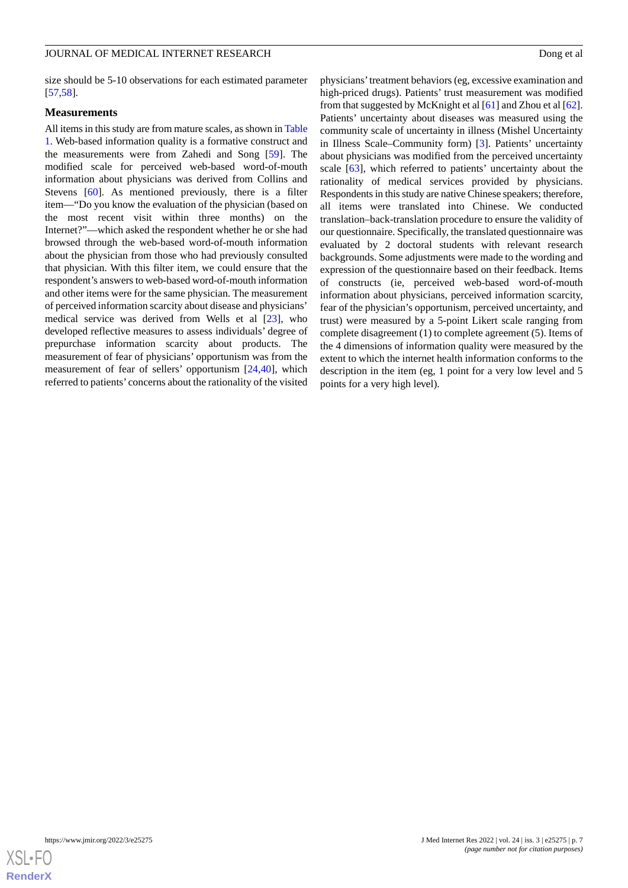size should be 5-10 observations for each estimated parameter [57,58].

### Measurements

All items in this study are from mature scales, as shown in Table 1. Web-based information quality is a formative construct and the measurements were from Zahedi and Song [59]. The modified scale for perceived web-based word-of-mouth information about physicians was derived from Collins and Stevens [60]. As mentioned previously, there is a filter item—"Do you know the evaluation of the physician (based on the most recent visit within three months) on the Internet?"—which asked the respondent whether he or she had browsed through the web-based word-of-mouth information about the physician from those who had previously consulted that physician. With this filter item, we could ensure that the respondent's answers to web-based word-of-mouth information and other items were for the same physician. The measurement of perceived information scarcity about disease and physicians' medical service was derived from Wells et al [23], who developed reflective measures to assess individuals' degree of prepurchase information scarcity about products. The measurement of fear of physicians' opportunism was from the measurement of fear of sellers' opportunism [24,40], which referred to patients' concerns about the rationality of the visited physicians' treatment behaviors (eg, excessive examination and high-priced drugs). Patients' trust measurement was modified from that suggested by McKnight et al [61] and Zhou et al [62]. Patients' uncertainty about diseases was measured using the community scale of uncertainty in illness (Mishel Uncertainty in Illness Scale–Community form) [3]. Patients' uncertainty about physicians was modified from the perceived uncertainty scale [63], which referred to patients' uncertainty about the rationality of medical services provided by physicians. Respondents in this study are native Chinese speakers; therefore, all items were translated into Chinese. We conducted translation–back-translation procedure to ensure the validity of our questionnaire. Specifically, the translated questionnaire was evaluated by 2 doctoral students with relevant research backgrounds. Some adjustments were made to the wording and expression of the questionnaire based on their feedback. Items of constructs (ie, perceived web-based word-of-mouth information about physicians, perceived information scarcity, fear of the physician's opportunism, perceived uncertainty, and trust) were measured by a 5-point Likert scale ranging from complete disagreement (1) to complete agreement (5). Items of the 4 dimensions of information quality were measured by the extent to which the internet health information conforms to the description in the item (eg, 1 point for a very low level and 5 points for a very high level).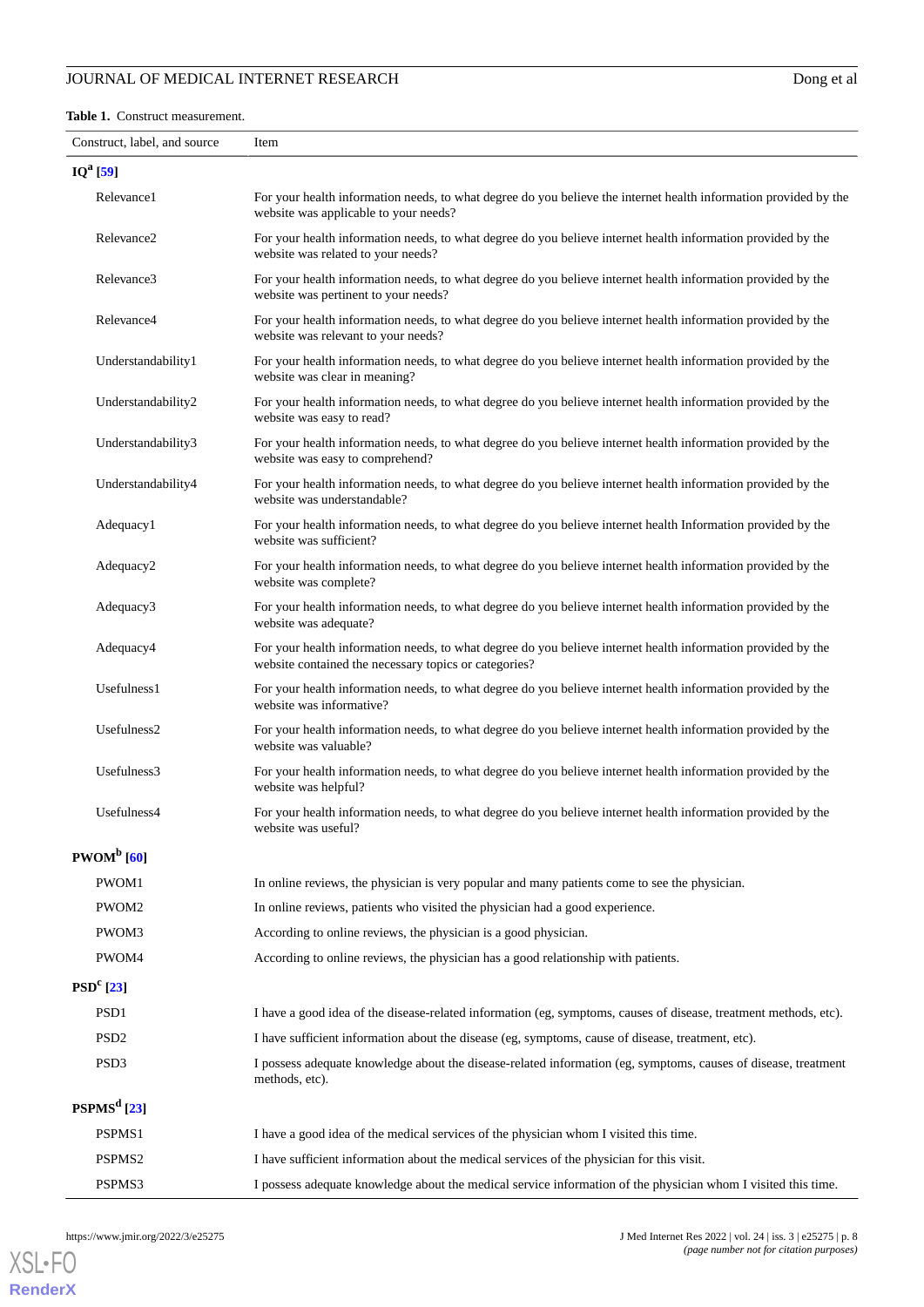**Table 1.** Construct measurement.

| Construct, label, and source | Item |
|---|---|
| **IQ[a] [59]** | |
| Relevance1 | For your health information needs, to what degree do you believe the internet health information provided by the website was applicable to your needs? |
| Relevance2 | For your health information needs, to what degree do you believe internet health information provided by the website was related to your needs? |
| Relevance3 | For your health information needs, to what degree do you believe internet health information provided by the website was pertinent to your needs? |
| Relevance4 | For your health information needs, to what degree do you believe internet health information provided by the website was relevant to your needs? |
| Understandability1 | For your health information needs, to what degree do you believe internet health information provided by the website was clear in meaning? |
| Understandability2 | For your health information needs, to what degree do you believe internet health information provided by the website was easy to read? |
| Understandability3 | For your health information needs, to what degree do you believe internet health information provided by the website was easy to comprehend? |
| Understandability4 | For your health information needs, to what degree do you believe internet health information provided by the website was understandable? |
| Adequacy1 | For your health information needs, to what degree do you believe internet health Information provided by the website was sufficient? |
| Adequacy2 | For your health information needs, to what degree do you believe internet health information provided by the website was complete? |
| Adequacy3 | For your health information needs, to what degree do you believe internet health information provided by the website was adequate? |
| Adequacy4 | For your health information needs, to what degree do you believe internet health information provided by the website contained the necessary topics or categories? |
| Usefulness1 | For your health information needs, to what degree do you believe internet health information provided by the website was informative? |
| Usefulness2 | For your health information needs, to what degree do you believe internet health information provided by the website was valuable? |
| Usefulness3 | For your health information needs, to what degree do you believe internet health information provided by the website was helpful? |
| Usefulness4 | For your health information needs, to what degree do you believe internet health information provided by the website was useful? |
| **PWOM[b] [60]** | |
| PWOM1 | In online reviews, the physician is very popular and many patients come to see the physician. |
| PWOM2 | In online reviews, patients who visited the physician had a good experience. |
| PWOM3 | According to online reviews, the physician is a good physician. |
| PWOM4 | According to online reviews, the physician has a good relationship with patients. |
| **PSD[c] [23]** | |
| PSD1 | I have a good idea of the disease-related information (eg, symptoms, causes of disease, treatment methods, etc). |
| PSD2 | I have sufficient information about the disease (eg, symptoms, cause of disease, treatment, etc). |
| PSD3 | I possess adequate knowledge about the disease-related information (eg, symptoms, causes of disease, treatment methods, etc). |
| **PSPMS[d] [23]** | |
| PSPMS1 | I have a good idea of the medical services of the physician whom I visited this time. |
| PSPMS2 | I have sufficient information about the medical services of the physician for this visit. |
| PSPMS3 | I possess adequate knowledge about the medical service information of the physician whom I visited this time. |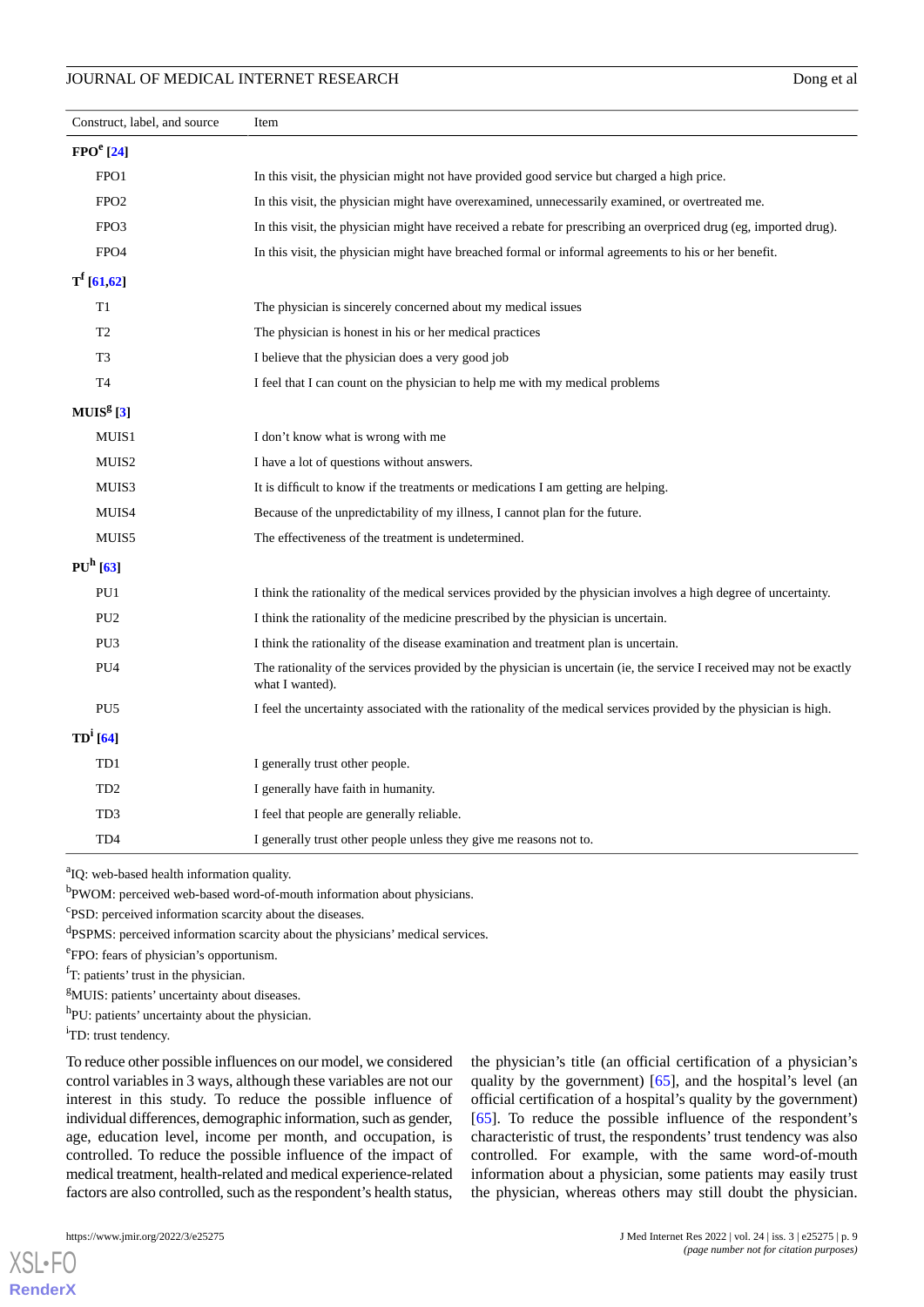| Construct, label, and source | Item |
|---|---|
| **FPO[e] [24]** | |
| FPO1 | In this visit, the physician might not have provided good service but charged a high price. |
| FPO2 | In this visit, the physician might have overexamined, unnecessarily examined, or overtreated me. |
| FPO3 | In this visit, the physician might have received a rebate for prescribing an overpriced drug (eg, imported drug). |
| FPO4 | In this visit, the physician might have breached formal or informal agreements to his or her benefit. |
| **T[f] [61,62]** | |
| T1 | The physician is sincerely concerned about my medical issues |
| T2 | The physician is honest in his or her medical practices |
| T3 | I believe that the physician does a very good job |
| T4 | I feel that I can count on the physician to help me with my medical problems |
| **MUIS[g] [3]** | |
| MUIS1 | I don't know what is wrong with me |
| MUIS2 | I have a lot of questions without answers. |
| MUIS3 | It is difficult to know if the treatments or medications I am getting are helping. |
| MUIS4 | Because of the unpredictability of my illness, I cannot plan for the future. |
| MUIS5 | The effectiveness of the treatment is undetermined. |
| **PU[h] [63]** | |
| PU1 | I think the rationality of the medical services provided by the physician involves a high degree of uncertainty. |
| PU2 | I think the rationality of the medicine prescribed by the physician is uncertain. |
| PU3 | I think the rationality of the disease examination and treatment plan is uncertain. |
| PU4 | The rationality of the services provided by the physician is uncertain (ie, the service I received may not be exactly what I wanted). |
| PU5 | I feel the uncertainty associated with the rationality of the medical services provided by the physician is high. |
| **TD[i] [64]** | |
| TD1 | I generally trust other people. |
| TD2 | I generally have faith in humanity. |
| TD3 | I feel that people are generally reliable. |
| TD4 | I generally trust other people unless they give me reasons not to. |

[a]IQ: web-based health information quality.

[b]PWOM: perceived web-based word-of-mouth information about physicians.

[c]PSD: perceived information scarcity about the diseases.

[d]PSPMS: perceived information scarcity about the physicians' medical services.

[e]FPO: fears of physician's opportunism.

[f]T: patients' trust in the physician.

[g]MUIS: patients' uncertainty about diseases.

[h]PU: patients' uncertainty about the physician.

[i]TD: trust tendency.

To reduce other possible influences on our model, we considered control variables in 3 ways, although these variables are not our interest in this study. To reduce the possible influence of individual differences, demographic information, such as gender, age, education level, income per month, and occupation, is controlled. To reduce the possible influence of the impact of medical treatment, health-related and medical experience-related factors are also controlled, such as the respondent's health status, the physician's title (an official certification of a physician's quality by the government) [65], and the hospital's level (an official certification of a hospital's quality by the government) [65]. To reduce the possible influence of the respondent's characteristic of trust, the respondents' trust tendency was also controlled. For example, with the same word-of-mouth information about a physician, some patients may easily trust the physician, whereas others may still doubt the physician.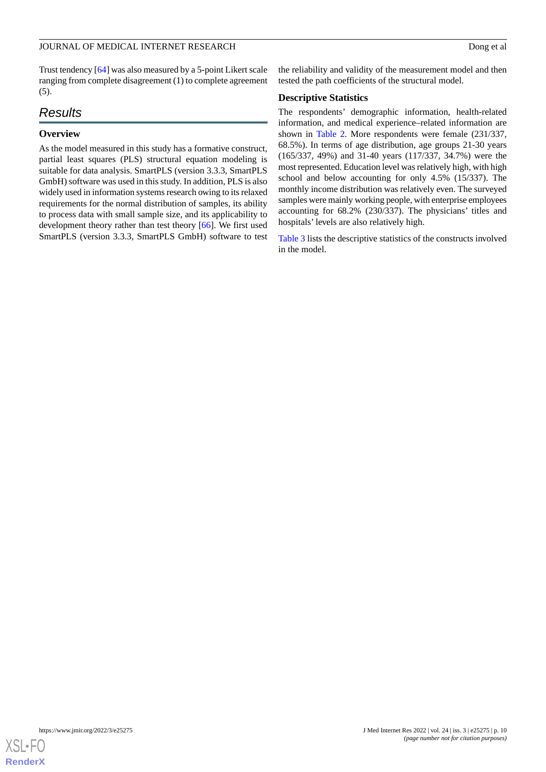Trust tendency [64] was also measured by a 5-point Likert scale ranging from complete disagreement (1) to complete agreement (5).

## Results

### Overview

As the model measured in this study has a formative construct, partial least squares (PLS) structural equation modeling is suitable for data analysis. SmartPLS (version 3.3.3, SmartPLS GmbH) software was used in this study. In addition, PLS is also widely used in information systems research owing to its relaxed requirements for the normal distribution of samples, its ability to process data with small sample size, and its applicability to development theory rather than test theory [66]. We first used SmartPLS (version 3.3.3, SmartPLS GmbH) software to test the reliability and validity of the measurement model and then tested the path coefficients of the structural model.

### Descriptive Statistics

The respondents' demographic information, health-related information, and medical experience–related information are shown in Table 2. More respondents were female (231/337, 68.5%). In terms of age distribution, age groups 21-30 years (165/337, 49%) and 31-40 years (117/337, 34.7%) were the most represented. Education level was relatively high, with high school and below accounting for only 4.5% (15/337). The monthly income distribution was relatively even. The surveyed samples were mainly working people, with enterprise employees accounting for 68.2% (230/337). The physicians' titles and hospitals' levels are also relatively high.

Table 3 lists the descriptive statistics of the constructs involved in the model.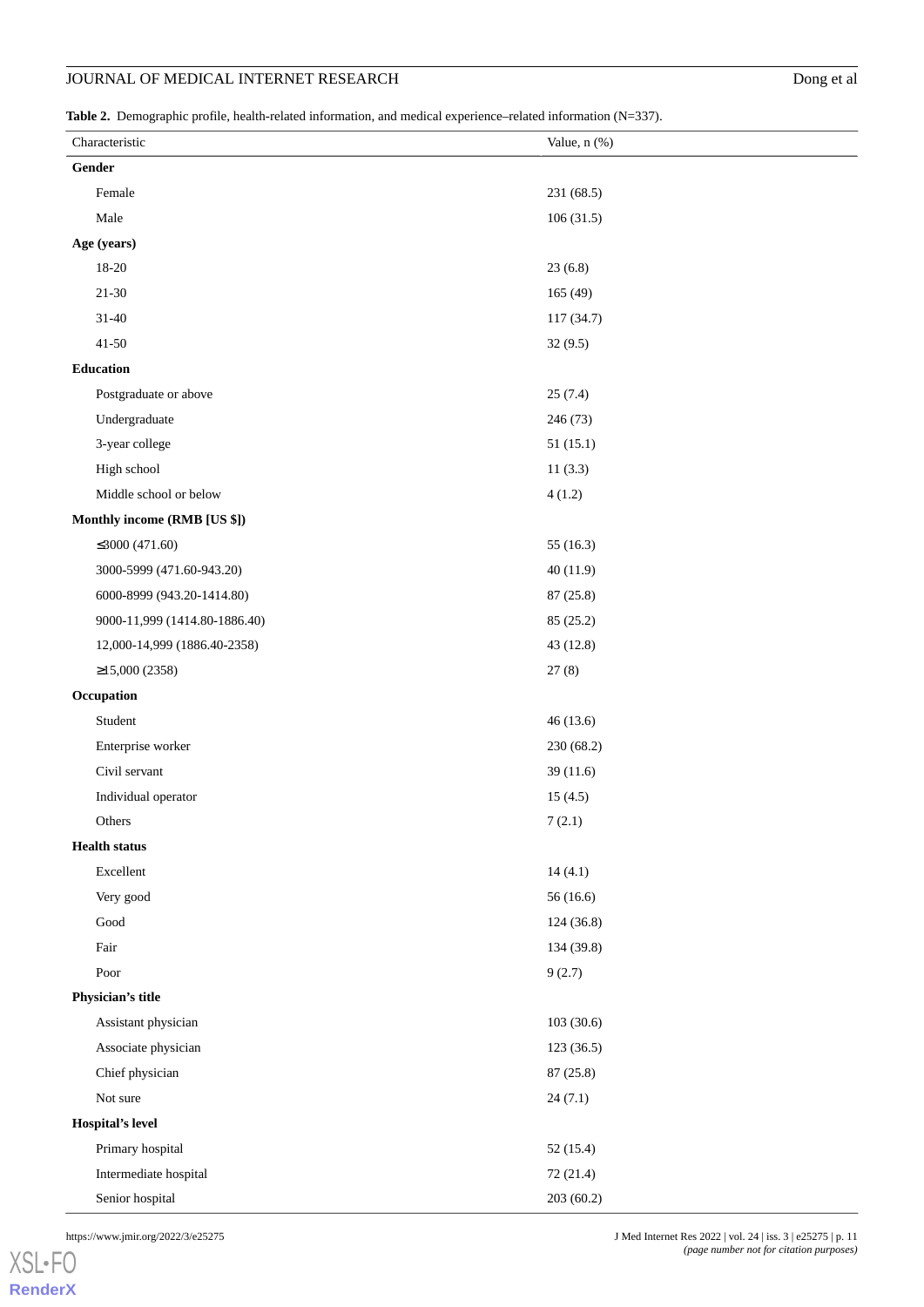**Table 2.** Demographic profile, health-related information, and medical experience–related information (N=337).

| Characteristic | Value, n (%) |
|---|---|
| **Gender** | |
| Female | 231 (68.5) |
| Male | 106 (31.5) |
| **Age (years)** | |
| 18-20 | 23 (6.8) |
| 21-30 | 165 (49) |
| 31-40 | 117 (34.7) |
| 41-50 | 32 (9.5) |
| **Education** | |
| Postgraduate or above | 25 (7.4) |
| Undergraduate | 246 (73) |
| 3-year college | 51 (15.1) |
| High school | 11 (3.3) |
| Middle school or below | 4 (1.2) |
| **Monthly income (RMB [US $])** | |
| ≤3000 (471.60) | 55 (16.3) |
| 3000-5999 (471.60-943.20) | 40 (11.9) |
| 6000-8999 (943.20-1414.80) | 87 (25.8) |
| 9000-11,999 (1414.80-1886.40) | 85 (25.2) |
| 12,000-14,999 (1886.40-2358) | 43 (12.8) |
| ≥15,000 (2358) | 27 (8) |
| **Occupation** | |
| Student | 46 (13.6) |
| Enterprise worker | 230 (68.2) |
| Civil servant | 39 (11.6) |
| Individual operator | 15 (4.5) |
| Others | 7 (2.1) |
| **Health status** | |
| Excellent | 14 (4.1) |
| Very good | 56 (16.6) |
| Good | 124 (36.8) |
| Fair | 134 (39.8) |
| Poor | 9 (2.7) |
| **Physician's title** | |
| Assistant physician | 103 (30.6) |
| Associate physician | 123 (36.5) |
| Chief physician | 87 (25.8) |
| Not sure | 24 (7.1) |
| **Hospital's level** | |
| Primary hospital | 52 (15.4) |
| Intermediate hospital | 72 (21.4) |
| Senior hospital | 203 (60.2) |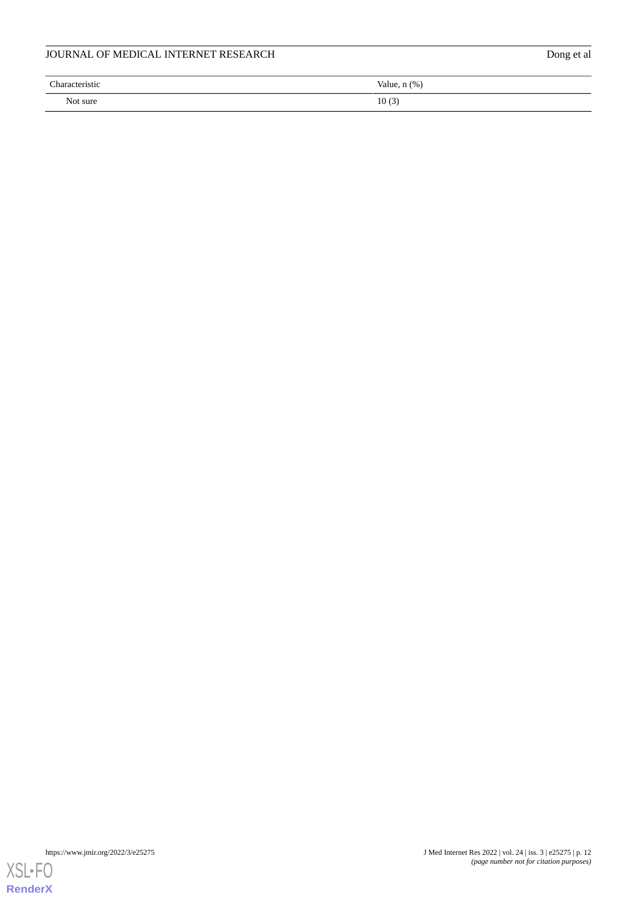| Characteristic | Value, n (%) |
| --- | --- |
| Not sure | 10 (3) |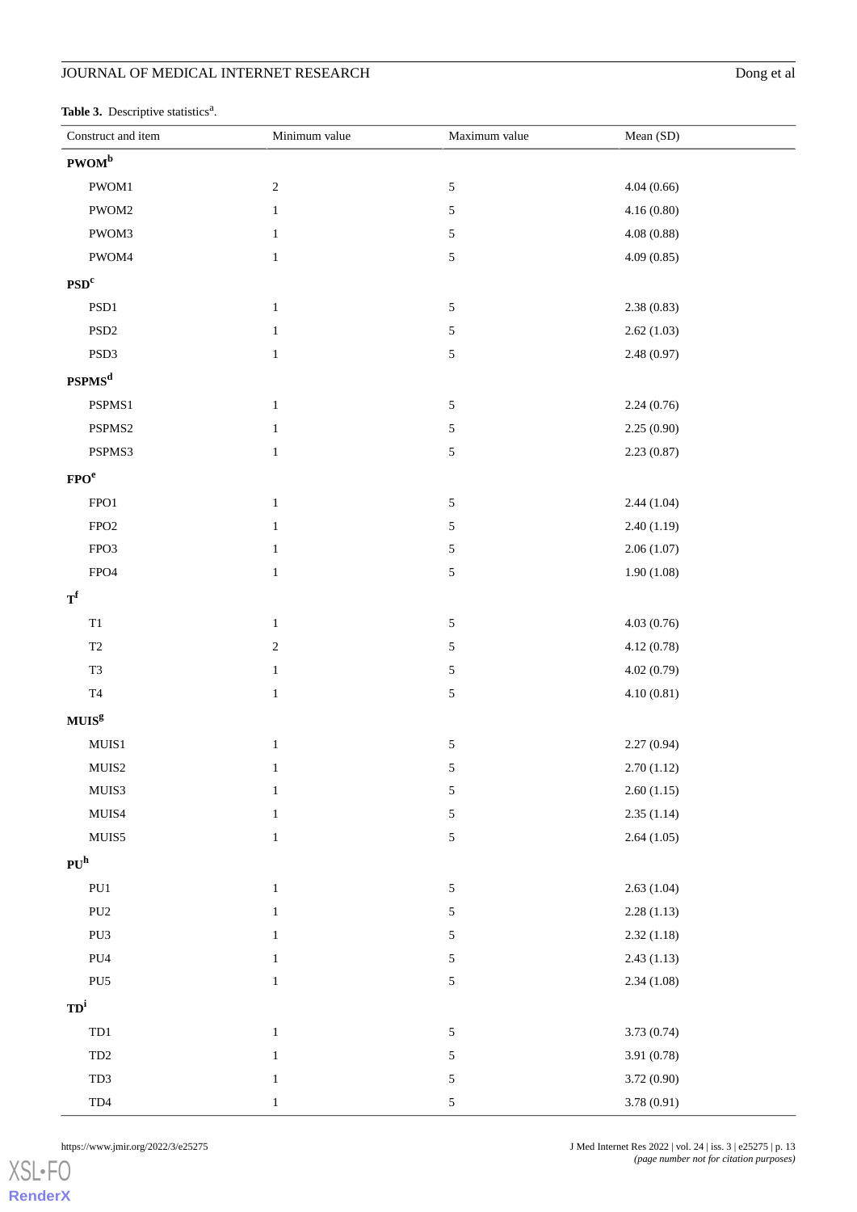**Table 3.** Descriptive statistics[a].

| Construct and item | Minimum value | Maximum value | Mean (SD) |
|---|---|---|---|
| **PWOM[b]** | | | |
| PWOM1 | 2 | 5 | 4.04 (0.66) |
| PWOM2 | 1 | 5 | 4.16 (0.80) |
| PWOM3 | 1 | 5 | 4.08 (0.88) |
| PWOM4 | 1 | 5 | 4.09 (0.85) |
| **PSD[c]** | | | |
| PSD1 | 1 | 5 | 2.38 (0.83) |
| PSD2 | 1 | 5 | 2.62 (1.03) |
| PSD3 | 1 | 5 | 2.48 (0.97) |
| **PSPMS[d]** | | | |
| PSPMS1 | 1 | 5 | 2.24 (0.76) |
| PSPMS2 | 1 | 5 | 2.25 (0.90) |
| PSPMS3 | 1 | 5 | 2.23 (0.87) |
| **FPO[e]** | | | |
| FPO1 | 1 | 5 | 2.44 (1.04) |
| FPO2 | 1 | 5 | 2.40 (1.19) |
| FPO3 | 1 | 5 | 2.06 (1.07) |
| FPO4 | 1 | 5 | 1.90 (1.08) |
| **T[f]** | | | |
| T1 | 1 | 5 | 4.03 (0.76) |
| T2 | 2 | 5 | 4.12 (0.78) |
| T3 | 1 | 5 | 4.02 (0.79) |
| T4 | 1 | 5 | 4.10 (0.81) |
| **MUIS[g]** | | | |
| MUIS1 | 1 | 5 | 2.27 (0.94) |
| MUIS2 | 1 | 5 | 2.70 (1.12) |
| MUIS3 | 1 | 5 | 2.60 (1.15) |
| MUIS4 | 1 | 5 | 2.35 (1.14) |
| MUIS5 | 1 | 5 | 2.64 (1.05) |
| **PU[h]** | | | |
| PU1 | 1 | 5 | 2.63 (1.04) |
| PU2 | 1 | 5 | 2.28 (1.13) |
| PU3 | 1 | 5 | 2.32 (1.18) |
| PU4 | 1 | 5 | 2.43 (1.13) |
| PU5 | 1 | 5 | 2.34 (1.08) |
| **TD[i]** | | | |
| TD1 | 1 | 5 | 3.73 (0.74) |
| TD2 | 1 | 5 | 3.91 (0.78) |
| TD3 | 1 | 5 | 3.72 (0.90) |
| TD4 | 1 | 5 | 3.78 (0.91) |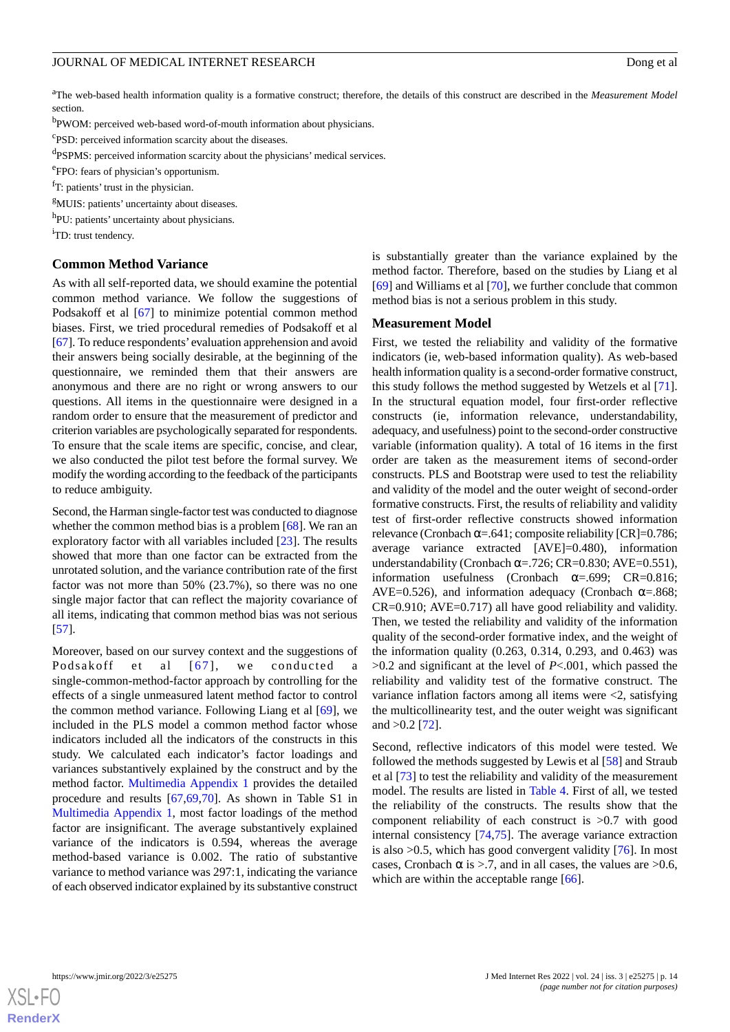[a]The web-based health information quality is a formative construct; therefore, the details of this construct are described in the *Measurement Model* section.

[b]PWOM: perceived web-based word-of-mouth information about physicians.

[c]PSD: perceived information scarcity about the diseases.

[d]PSPMS: perceived information scarcity about the physicians' medical services.

[e]FPO: fears of physician's opportunism.

[f]T: patients' trust in the physician.

[g]MUIS: patients' uncertainty about diseases.

[h]PU: patients' uncertainty about physicians.

[i]TD: trust tendency.

## Common Method Variance

As with all self-reported data, we should examine the potential common method variance. We follow the suggestions of Podsakoff et al [67] to minimize potential common method biases. First, we tried procedural remedies of Podsakoff et al [67]. To reduce respondents' evaluation apprehension and avoid their answers being socially desirable, at the beginning of the questionnaire, we reminded them that their answers are anonymous and there are no right or wrong answers to our questions. All items in the questionnaire were designed in a random order to ensure that the measurement of predictor and criterion variables are psychologically separated for respondents. To ensure that the scale items are specific, concise, and clear, we also conducted the pilot test before the formal survey. We modify the wording according to the feedback of the participants to reduce ambiguity.

Second, the Harman single-factor test was conducted to diagnose whether the common method bias is a problem [68]. We ran an exploratory factor with all variables included [23]. The results showed that more than one factor can be extracted from the unrotated solution, and the variance contribution rate of the first factor was not more than 50% (23.7%), so there was no one single major factor that can reflect the majority covariance of all items, indicating that common method bias was not serious [57].

Moreover, based on our survey context and the suggestions of Podsakoff et al [67], we conducted a single-common-method-factor approach by controlling for the effects of a single unmeasured latent method factor to control the common method variance. Following Liang et al [69], we included in the PLS model a common method factor whose indicators included all the indicators of the constructs in this study. We calculated each indicator's factor loadings and variances substantively explained by the construct and by the method factor. Multimedia Appendix 1 provides the detailed procedure and results [67,69,70]. As shown in Table S1 in Multimedia Appendix 1, most factor loadings of the method factor are insignificant. The average substantively explained variance of the indicators is 0.594, whereas the average method-based variance is 0.002. The ratio of substantive variance to method variance was 297:1, indicating the variance of each observed indicator explained by its substantive construct is substantially greater than the variance explained by the method factor. Therefore, based on the studies by Liang et al [69] and Williams et al [70], we further conclude that common method bias is not a serious problem in this study.

## Measurement Model

First, we tested the reliability and validity of the formative indicators (ie, web-based information quality). As web-based health information quality is a second-order formative construct, this study follows the method suggested by Wetzels et al [71]. In the structural equation model, four first-order reflective constructs (ie, information relevance, understandability, adequacy, and usefulness) point to the second-order constructive variable (information quality). A total of 16 items in the first order are taken as the measurement items of second-order constructs. PLS and Bootstrap were used to test the reliability and validity of the model and the outer weight of second-order formative constructs. First, the results of reliability and validity test of first-order reflective constructs showed information relevance (Cronbach α=.641; composite reliability [CR]=0.786; average variance extracted [AVE]=0.480), information understandability (Cronbach α=.726; CR=0.830; AVE=0.551), information usefulness (Cronbach α=.699; CR=0.816; AVE=0.526), and information adequacy (Cronbach α=.868; CR=0.910; AVE=0.717) all have good reliability and validity. Then, we tested the reliability and validity of the information quality of the second-order formative index, and the weight of the information quality (0.263, 0.314, 0.293, and 0.463) was >0.2 and significant at the level of $P$<.001, which passed the reliability and validity test of the formative construct. The variance inflation factors among all items were <2, satisfying the multicollinearity test, and the outer weight was significant and >0.2 [72].

Second, reflective indicators of this model were tested. We followed the methods suggested by Lewis et al [58] and Straub et al [73] to test the reliability and validity of the measurement model. The results are listed in Table 4. First of all, we tested the reliability of the constructs. The results show that the component reliability of each construct is >0.7 with good internal consistency [74,75]. The average variance extraction is also >0.5, which has good convergent validity [76]. In most cases, Cronbach α is >.7, and in all cases, the values are >0.6, which are within the acceptable range [66].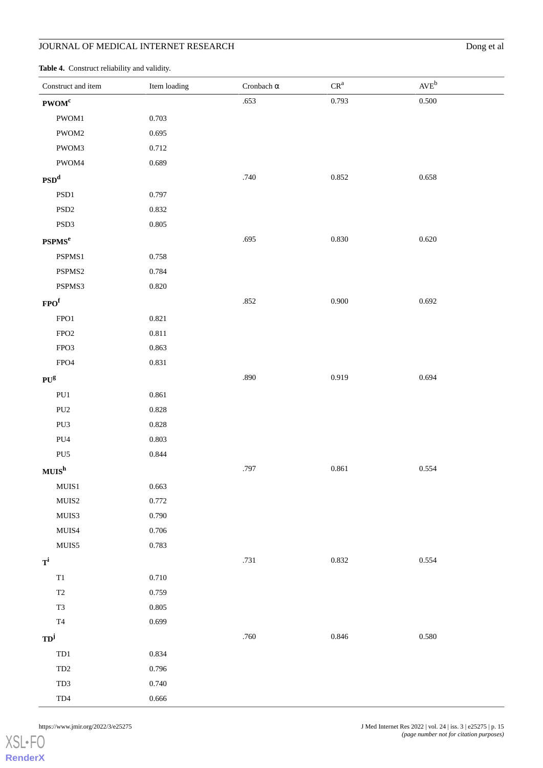**Table 4.** Construct reliability and validity.

| Construct and item | Item loading | Cronbach α | CR[a] | AVE[b] |
|---|---|---|---|---|
| **PWOM[c]** | | .653 | 0.793 | 0.500 |
| PWOM1 | 0.703 | | | |
| PWOM2 | 0.695 | | | |
| PWOM3 | 0.712 | | | |
| PWOM4 | 0.689 | | | |
| **PSD[d]** | | .740 | 0.852 | 0.658 |
| PSD1 | 0.797 | | | |
| PSD2 | 0.832 | | | |
| PSD3 | 0.805 | | | |
| **PSPMS[e]** | | .695 | 0.830 | 0.620 |
| PSPMS1 | 0.758 | | | |
| PSPMS2 | 0.784 | | | |
| PSPMS3 | 0.820 | | | |
| **FPO[f]** | | .852 | 0.900 | 0.692 |
| FPO1 | 0.821 | | | |
| FPO2 | 0.811 | | | |
| FPO3 | 0.863 | | | |
| FPO4 | 0.831 | | | |
| **PU[g]** | | .890 | 0.919 | 0.694 |
| PU1 | 0.861 | | | |
| PU2 | 0.828 | | | |
| PU3 | 0.828 | | | |
| PU4 | 0.803 | | | |
| PU5 | 0.844 | | | |
| **MUIS[h]** | | .797 | 0.861 | 0.554 |
| MUIS1 | 0.663 | | | |
| MUIS2 | 0.772 | | | |
| MUIS3 | 0.790 | | | |
| MUIS4 | 0.706 | | | |
| MUIS5 | 0.783 | | | |
| **T[i]** | | .731 | 0.832 | 0.554 |
| T1 | 0.710 | | | |
| T2 | 0.759 | | | |
| T3 | 0.805 | | | |
| T4 | 0.699 | | | |
| **TD[j]** | | .760 | 0.846 | 0.580 |
| TD1 | 0.834 | | | |
| TD2 | 0.796 | | | |
| TD3 | 0.740 | | | |
| TD4 | 0.666 | | | |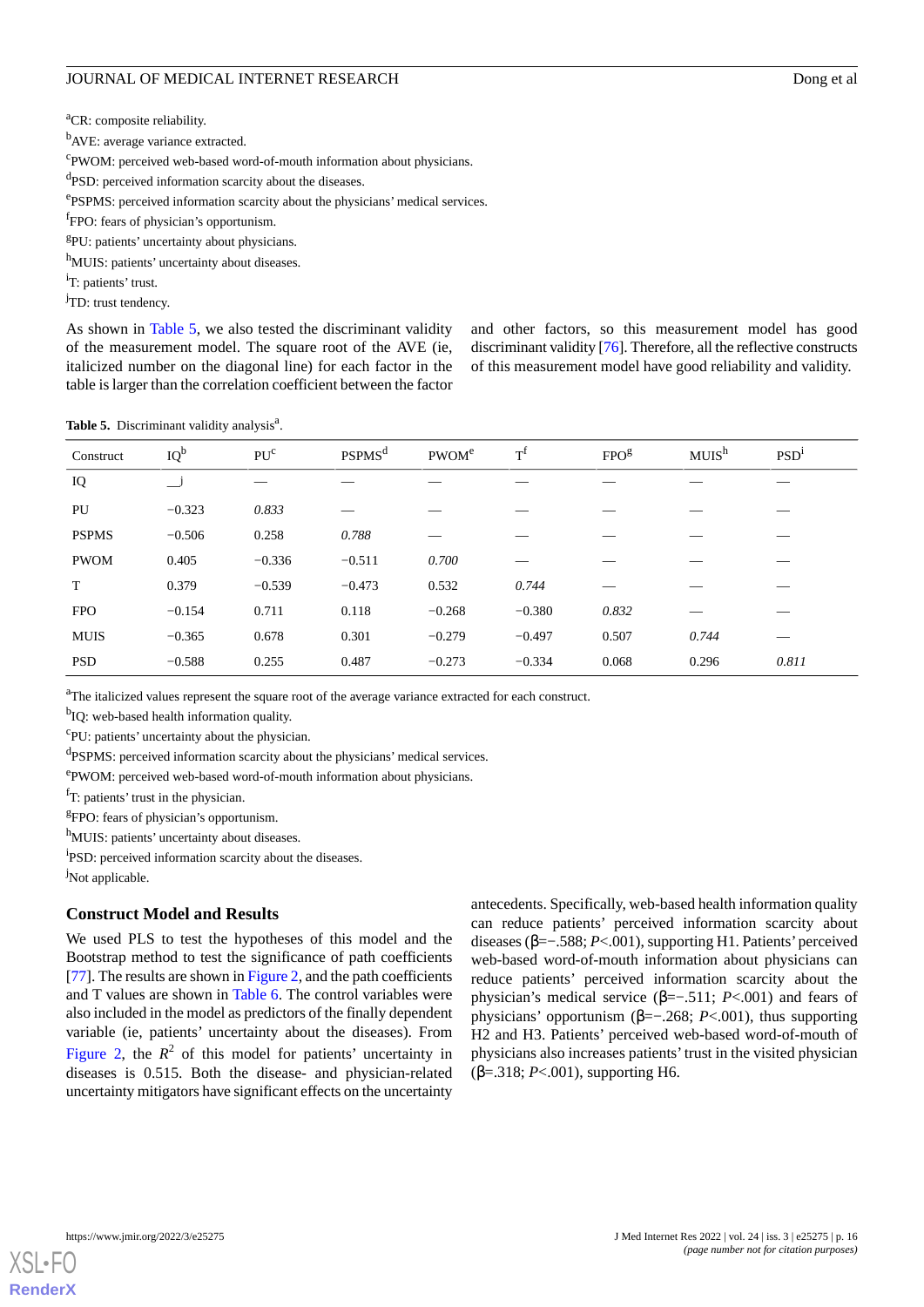[a]CR: composite reliability.

[b]AVE: average variance extracted.

[c]PWOM: perceived web-based word-of-mouth information about physicians.

[d]PSD: perceived information scarcity about the diseases.

[e]PSPMS: perceived information scarcity about the physicians' medical services.

[f]FPO: fears of physician's opportunism.

[g]PU: patients' uncertainty about physicians.

[h]MUIS: patients' uncertainty about diseases.

[i]T: patients' trust.

[j]TD: trust tendency.

As shown in Table 5, we also tested the discriminant validity of the measurement model. The square root of the AVE (ie, italicized number on the diagonal line) for each factor in the table is larger than the correlation coefficient between the factor and other factors, so this measurement model has good discriminant validity [76]. Therefore, all the reflective constructs of this measurement model have good reliability and validity.

**Table 5.** Discriminant validity analysis[a].

| Construct | IQ[b] | PU[c] | PSPMS[d] | PWOM[e] | T[f] | FPO[g] | MUIS[h] | PSD[i] |
|---|---|---|---|---|---|---|---|---|
| IQ | __[j] | — | — | — | — | — | — | — |
| PU | −0.323 | *0.833* | — | — | — | — | — | — |
| PSPMS | −0.506 | 0.258 | *0.788* | — | — | — | — | — |
| PWOM | 0.405 | −0.336 | −0.511 | *0.700* | — | — | — | — |
| T | 0.379 | −0.539 | −0.473 | 0.532 | *0.744* | — | — | — |
| FPO | −0.154 | 0.711 | 0.118 | −0.268 | −0.380 | *0.832* | — | — |
| MUIS | −0.365 | 0.678 | 0.301 | −0.279 | −0.497 | 0.507 | *0.744* | — |
| PSD | −0.588 | 0.255 | 0.487 | −0.273 | −0.334 | 0.068 | 0.296 | *0.811* |

[a]The italicized values represent the square root of the average variance extracted for each construct.

[b]IQ: web-based health information quality.

[c]PU: patients' uncertainty about the physician.

[d]PSPMS: perceived information scarcity about the physicians' medical services.

[e]PWOM: perceived web-based word-of-mouth information about physicians.

[f]T: patients' trust in the physician.

[g]FPO: fears of physician's opportunism.

[h]MUIS: patients' uncertainty about diseases.

[i]PSD: perceived information scarcity about the diseases.

[j]Not applicable.

## Construct Model and Results

We used PLS to test the hypotheses of this model and the Bootstrap method to test the significance of path coefficients [77]. The results are shown in Figure 2, and the path coefficients and T values are shown in Table 6. The control variables were also included in the model as predictors of the finally dependent variable (ie, patients' uncertainty about the diseases). From Figure 2, the $R^2$ of this model for patients' uncertainty in diseases is 0.515. Both the disease- and physician-related uncertainty mitigators have significant effects on the uncertainty antecedents. Specifically, web-based health information quality can reduce patients' perceived information scarcity about diseases (β=−.588; *P*<.001), supporting H1. Patients' perceived web-based word-of-mouth information about physicians can reduce patients' perceived information scarcity about the physician's medical service (β=−.511; *P*<.001) and fears of physicians' opportunism (β=−.268; *P*<.001), thus supporting H2 and H3. Patients' perceived web-based word-of-mouth of physicians also increases patients' trust in the visited physician (β=.318; *P*<.001), supporting H6.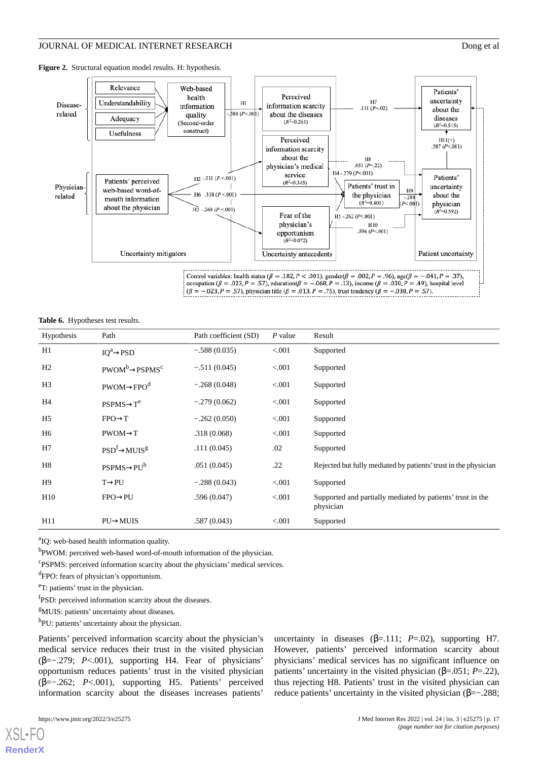**Figure 2.** Structural equation model results. H: hypothesis.

Control variables: health status ($\beta = .182, P < .001$), gender($\beta = .002, P = .96$), age($\beta = -.041, P = .37$), occupation ($\beta = .023, P = .57$), education($\beta = -.068, P = .13$), income ($\beta = .030, P = .49$), hospital level ($\beta = -.023, P = .57$), physician title ($\beta = .013, P = .75$), trust tendency ($\beta = -.030, P = .57$).

**Table 6.** Hypotheses test results.

| Hypothesis | Path | Path coefficient (SD) | *P* value | Result |
|---|---|---|---|---|
| H1 | IQ[a]→PSD | −.588 (0.035) | <.001 | Supported |
| H2 | PWOM[b]→PSPMS[c] | −.511 (0.045) | <.001 | Supported |
| H3 | PWOM→FPO[d] | −.268 (0.048) | <.001 | Supported |
| H4 | PSPMS→T[e] | −.279 (0.062) | <.001 | Supported |
| H5 | FPO→T | −.262 (0.050) | <.001 | Supported |
| H6 | PWOM→T | .318 (0.068) | <.001 | Supported |
| H7 | PSD[f]→MUIS[g] | .111 (0.045) | .02 | Supported |
| H8 | PSPMS→PU[h] | .051 (0.045) | .22 | Rejected but fully mediated by patients' trust in the physician |
| H9 | T→PU | −.288 (0.043) | <.001 | Supported |
| H10 | FPO→PU | .596 (0.047) | <.001 | Supported and partially mediated by patients' trust in the physician |
| H11 | PU→MUIS | .587 (0.043) | <.001 | Supported |

[a]IQ: web-based health information quality.

[b]PWOM: perceived web-based word-of-mouth information of the physician.

[c]PSPMS: perceived information scarcity about the physicians' medical services.

[d]FPO: fears of physician's opportunism.

[e]T: patients' trust in the physician.

[f]PSD: perceived information scarcity about the diseases.

[g]MUIS: patients' uncertainty about diseases.

[h]PU: patients' uncertainty about the physician.

Patients' perceived information scarcity about the physician's medical service reduces their trust in the visited physician (β=−.279; *P*<.001), supporting H4. Fear of physicians' opportunism reduces patients' trust in the visited physician (β=−.262; *P*<.001), supporting H5. Patients' perceived information scarcity about the diseases increases patients' uncertainty in diseases (β=.111; *P*=.02), supporting H7. However, patients' perceived information scarcity about physicians' medical services has no significant influence on patients' uncertainty in the visited physician (β=.051; *P*=.22), thus rejecting H8. Patients' trust in the visited physician can reduce patients' uncertainty in the visited physician (β=−.288;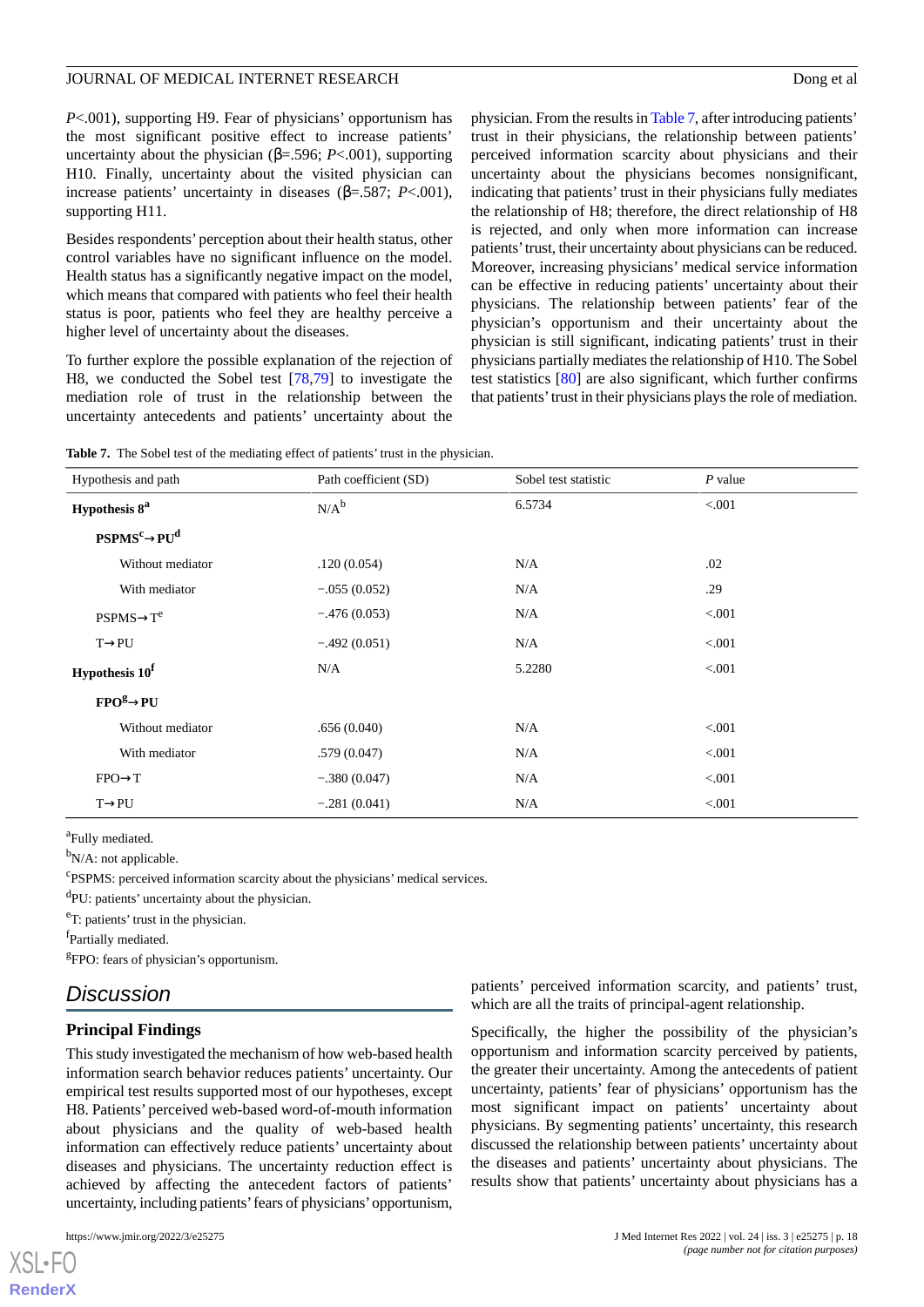*P*<.001), supporting H9. Fear of physicians' opportunism has the most significant positive effect to increase patients' uncertainty about the physician (β=.596; *P*<.001), supporting H10. Finally, uncertainty about the visited physician can increase patients' uncertainty in diseases (β=.587; *P*<.001), supporting H11.

Besides respondents' perception about their health status, other control variables have no significant influence on the model. Health status has a significantly negative impact on the model, which means that compared with patients who feel their health status is poor, patients who feel they are healthy perceive a higher level of uncertainty about the diseases.

To further explore the possible explanation of the rejection of H8, we conducted the Sobel test [78,79] to investigate the mediation role of trust in the relationship between the uncertainty antecedents and patients' uncertainty about the physician. From the results in Table 7, after introducing patients' trust in their physicians, the relationship between patients' perceived information scarcity about physicians and their uncertainty about the physicians becomes nonsignificant, indicating that patients' trust in their physicians fully mediates the relationship of H8; therefore, the direct relationship of H8 is rejected, and only when more information can increase patients' trust, their uncertainty about physicians can be reduced. Moreover, increasing physicians' medical service information can be effective in reducing patients' uncertainty about their physicians. The relationship between patients' fear of the physician's opportunism and their uncertainty about the physician is still significant, indicating patients' trust in their physicians partially mediates the relationship of H10. The Sobel test statistics [80] are also significant, which further confirms that patients' trust in their physicians plays the role of mediation.

**Table 7.** The Sobel test of the mediating effect of patients' trust in the physician.

| Hypothesis and path | Path coefficient (SD) | Sobel test statistic | *P* value |
|---|---|---|---|
| **Hypothesis 8**[a] | N/A[b] | 6.5734 | <.001 |
| **PSPMS**[c]**→PU**[d] | | | |
| Without mediator | .120 (0.054) | N/A | .02 |
| With mediator | −.055 (0.052) | N/A | .29 |
| PSPMS→T[e] | −.476 (0.053) | N/A | <.001 |
| T→PU | −.492 (0.051) | N/A | <.001 |
| **Hypothesis 10**[f] | N/A | 5.2280 | <.001 |
| **FPO**[g]**→PU** | | | |
| Without mediator | .656 (0.040) | N/A | <.001 |
| With mediator | .579 (0.047) | N/A | <.001 |
| FPO→T | −.380 (0.047) | N/A | <.001 |
| T→PU | −.281 (0.041) | N/A | <.001 |

[a]Fully mediated.

[b]N/A: not applicable.

[c]PSPMS: perceived information scarcity about the physicians' medical services.

[d]PU: patients' uncertainty about the physician.

[e]T: patients' trust in the physician.

[f]Partially mediated.

[g]FPO: fears of physician's opportunism.

## Discussion

### Principal Findings

This study investigated the mechanism of how web-based health information search behavior reduces patients' uncertainty. Our empirical test results supported most of our hypotheses, except H8. Patients' perceived web-based word-of-mouth information about physicians and the quality of web-based health information can effectively reduce patients' uncertainty about diseases and physicians. The uncertainty reduction effect is achieved by affecting the antecedent factors of patients' uncertainty, including patients' fears of physicians' opportunism, patients' perceived information scarcity, and patients' trust, which are all the traits of principal-agent relationship.

Specifically, the higher the possibility of the physician's opportunism and information scarcity perceived by patients, the greater their uncertainty. Among the antecedents of patient uncertainty, patients' fear of physicians' opportunism has the most significant impact on patients' uncertainty about physicians. By segmenting patients' uncertainty, this research discussed the relationship between patients' uncertainty about the diseases and patients' uncertainty about physicians. The results show that patients' uncertainty about physicians has a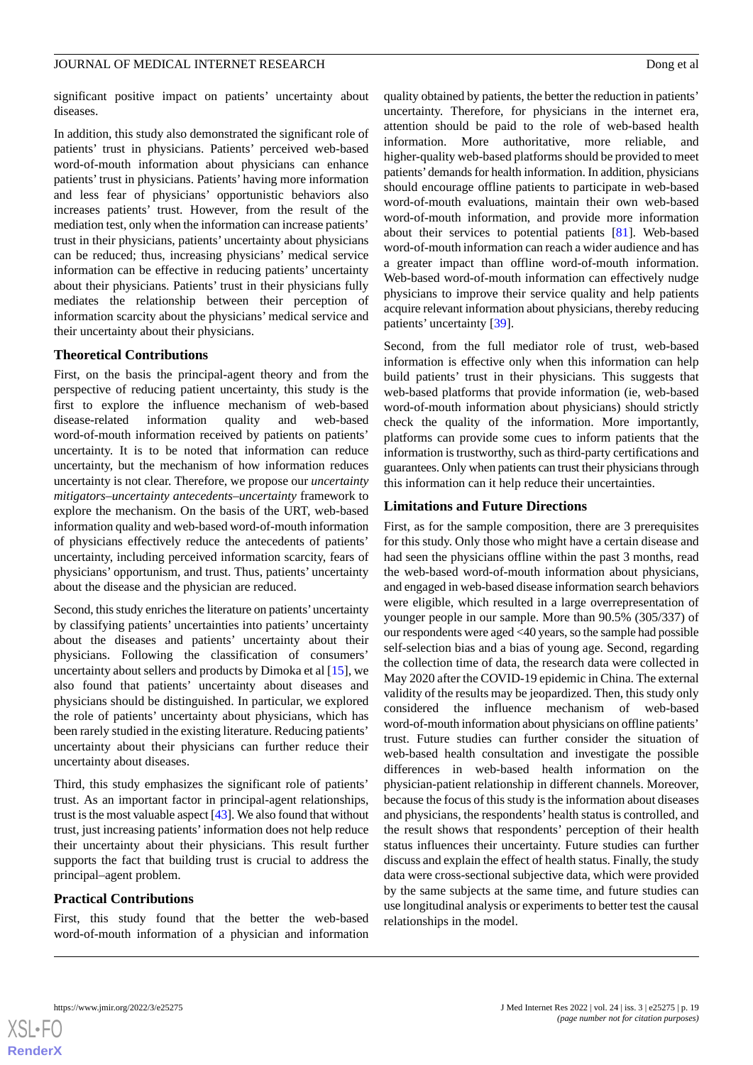significant positive impact on patients' uncertainty about diseases.

In addition, this study also demonstrated the significant role of patients' trust in physicians. Patients' perceived web-based word-of-mouth information about physicians can enhance patients' trust in physicians. Patients' having more information and less fear of physicians' opportunistic behaviors also increases patients' trust. However, from the result of the mediation test, only when the information can increase patients' trust in their physicians, patients' uncertainty about physicians can be reduced; thus, increasing physicians' medical service information can be effective in reducing patients' uncertainty about their physicians. Patients' trust in their physicians fully mediates the relationship between their perception of information scarcity about the physicians' medical service and their uncertainty about their physicians.

### Theoretical Contributions

First, on the basis the principal-agent theory and from the perspective of reducing patient uncertainty, this study is the first to explore the influence mechanism of web-based disease-related information quality and web-based word-of-mouth information received by patients on patients' uncertainty. It is to be noted that information can reduce uncertainty, but the mechanism of how information reduces uncertainty is not clear. Therefore, we propose our *uncertainty mitigators–uncertainty antecedents–uncertainty* framework to explore the mechanism. On the basis of the URT, web-based information quality and web-based word-of-mouth information of physicians effectively reduce the antecedents of patients' uncertainty, including perceived information scarcity, fears of physicians' opportunism, and trust. Thus, patients' uncertainty about the disease and the physician are reduced.

Second, this study enriches the literature on patients' uncertainty by classifying patients' uncertainties into patients' uncertainty about the diseases and patients' uncertainty about their physicians. Following the classification of consumers' uncertainty about sellers and products by Dimoka et al [15], we also found that patients' uncertainty about diseases and physicians should be distinguished. In particular, we explored the role of patients' uncertainty about physicians, which has been rarely studied in the existing literature. Reducing patients' uncertainty about their physicians can further reduce their uncertainty about diseases.

Third, this study emphasizes the significant role of patients' trust. As an important factor in principal-agent relationships, trust is the most valuable aspect [43]. We also found that without trust, just increasing patients' information does not help reduce their uncertainty about their physicians. This result further supports the fact that building trust is crucial to address the principal–agent problem.

### Practical Contributions

First, this study found that the better the web-based word-of-mouth information of a physician and information quality obtained by patients, the better the reduction in patients' uncertainty. Therefore, for physicians in the internet era, attention should be paid to the role of web-based health information. More authoritative, more reliable, and higher-quality web-based platforms should be provided to meet patients' demands for health information. In addition, physicians should encourage offline patients to participate in web-based word-of-mouth evaluations, maintain their own web-based word-of-mouth information, and provide more information about their services to potential patients [81]. Web-based word-of-mouth information can reach a wider audience and has a greater impact than offline word-of-mouth information. Web-based word-of-mouth information can effectively nudge physicians to improve their service quality and help patients acquire relevant information about physicians, thereby reducing patients' uncertainty [39].

Second, from the full mediator role of trust, web-based information is effective only when this information can help build patients' trust in their physicians. This suggests that web-based platforms that provide information (ie, web-based word-of-mouth information about physicians) should strictly check the quality of the information. More importantly, platforms can provide some cues to inform patients that the information is trustworthy, such as third-party certifications and guarantees. Only when patients can trust their physicians through this information can it help reduce their uncertainties.

### Limitations and Future Directions

First, as for the sample composition, there are 3 prerequisites for this study. Only those who might have a certain disease and had seen the physicians offline within the past 3 months, read the web-based word-of-mouth information about physicians, and engaged in web-based disease information search behaviors were eligible, which resulted in a large overrepresentation of younger people in our sample. More than 90.5% (305/337) of our respondents were aged <40 years, so the sample had possible self-selection bias and a bias of young age. Second, regarding the collection time of data, the research data were collected in May 2020 after the COVID-19 epidemic in China. The external validity of the results may be jeopardized. Then, this study only considered the influence mechanism of web-based word-of-mouth information about physicians on offline patients' trust. Future studies can further consider the situation of web-based health consultation and investigate the possible differences in web-based health information on the physician-patient relationship in different channels. Moreover, because the focus of this study is the information about diseases and physicians, the respondents' health status is controlled, and the result shows that respondents' perception of their health status influences their uncertainty. Future studies can further discuss and explain the effect of health status. Finally, the study data were cross-sectional subjective data, which were provided by the same subjects at the same time, and future studies can use longitudinal analysis or experiments to better test the causal relationships in the model.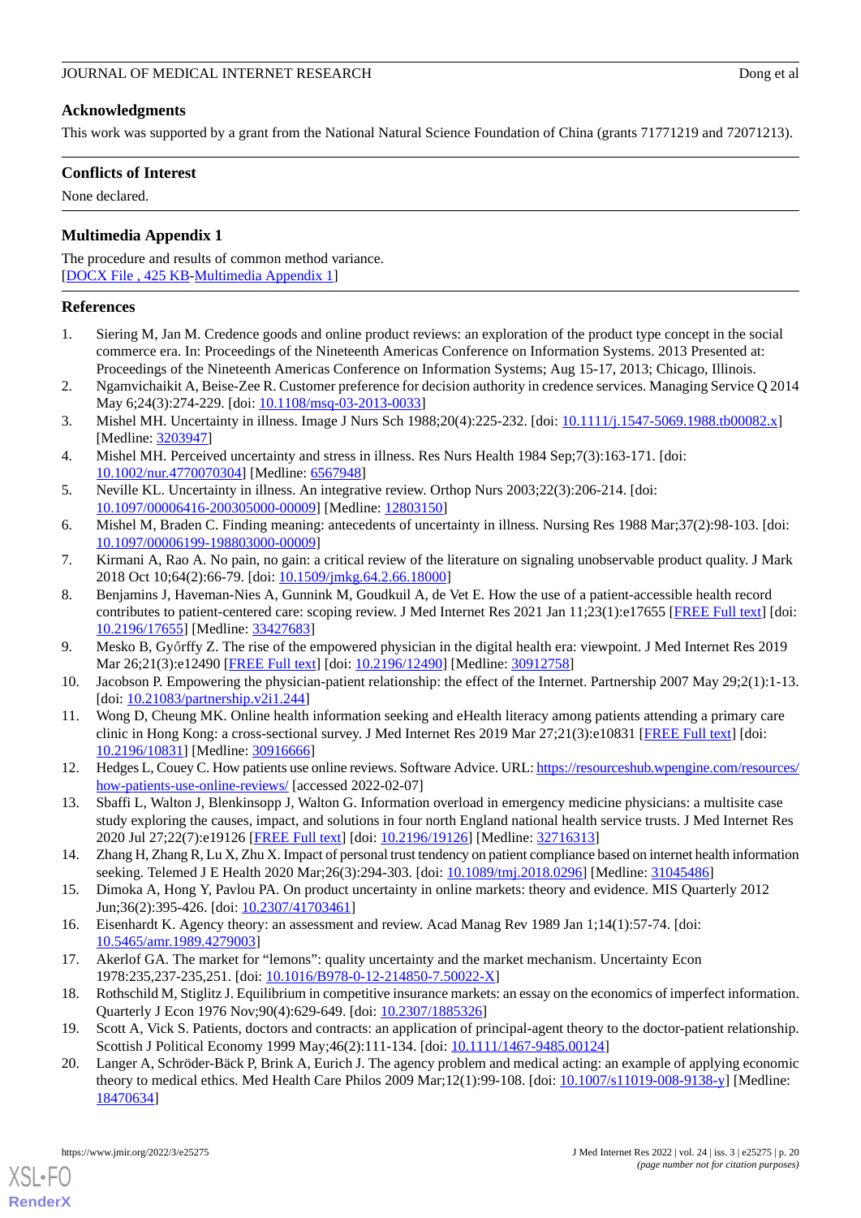## Acknowledgments

This work was supported by a grant from the National Natural Science Foundation of China (grants 71771219 and 72071213).

## Conflicts of Interest

None declared.

## Multimedia Appendix 1

The procedure and results of common method variance.
[DOCX File , 425 KB-Multimedia Appendix 1]

## References

1. Siering M, Jan M. Credence goods and online product reviews: an exploration of the product type concept in the social commerce era. In: Proceedings of the Nineteenth Americas Conference on Information Systems. 2013 Presented at: Proceedings of the Nineteenth Americas Conference on Information Systems; Aug 15-17, 2013; Chicago, Illinois.
2. Ngamvichaikit A, Beise-Zee R. Customer preference for decision authority in credence services. Managing Service Q 2014 May 6;24(3):274-229. [doi: 10.1108/msq-03-2013-0033]
3. Mishel MH. Uncertainty in illness. Image J Nurs Sch 1988;20(4):225-232. [doi: 10.1111/j.1547-5069.1988.tb00082.x] [Medline: 3203947]
4. Mishel MH. Perceived uncertainty and stress in illness. Res Nurs Health 1984 Sep;7(3):163-171. [doi: 10.1002/nur.4770070304] [Medline: 6567948]
5. Neville KL. Uncertainty in illness. An integrative review. Orthop Nurs 2003;22(3):206-214. [doi: 10.1097/00006416-200305000-00009] [Medline: 12803150]
6. Mishel M, Braden C. Finding meaning: antecedents of uncertainty in illness. Nursing Res 1988 Mar;37(2):98-103. [doi: 10.1097/00006199-198803000-00009]
7. Kirmani A, Rao A. No pain, no gain: a critical review of the literature on signaling unobservable product quality. J Mark 2018 Oct 10;64(2):66-79. [doi: 10.1509/jmkg.64.2.66.18000]
8. Benjamins J, Haveman-Nies A, Gunnink M, Goudkuil A, de Vet E. How the use of a patient-accessible health record contributes to patient-centered care: scoping review. J Med Internet Res 2021 Jan 11;23(1):e17655 [FREE Full text] [doi: 10.2196/17655] [Medline: 33427683]
9. Mesko B, Győrffy Z. The rise of the empowered physician in the digital health era: viewpoint. J Med Internet Res 2019 Mar 26;21(3):e12490 [FREE Full text] [doi: 10.2196/12490] [Medline: 30912758]
10. Jacobson P. Empowering the physician-patient relationship: the effect of the Internet. Partnership 2007 May 29;2(1):1-13. [doi: 10.21083/partnership.v2i1.244]
11. Wong D, Cheung MK. Online health information seeking and eHealth literacy among patients attending a primary care clinic in Hong Kong: a cross-sectional survey. J Med Internet Res 2019 Mar 27;21(3):e10831 [FREE Full text] [doi: 10.2196/10831] [Medline: 30916666]
12. Hedges L, Couey C. How patients use online reviews. Software Advice. URL: https://resourceshub.wpengine.com/resources/how-patients-use-online-reviews/ [accessed 2022-02-07]
13. Sbaffi L, Walton J, Blenkinsopp J, Walton G. Information overload in emergency medicine physicians: a multisite case study exploring the causes, impact, and solutions in four north England national health service trusts. J Med Internet Res 2020 Jul 27;22(7):e19126 [FREE Full text] [doi: 10.2196/19126] [Medline: 32716313]
14. Zhang H, Zhang R, Lu X, Zhu X. Impact of personal trust tendency on patient compliance based on internet health information seeking. Telemed J E Health 2020 Mar;26(3):294-303. [doi: 10.1089/tmj.2018.0296] [Medline: 31045486]
15. Dimoka A, Hong Y, Pavlou PA. On product uncertainty in online markets: theory and evidence. MIS Quarterly 2012 Jun;36(2):395-426. [doi: 10.2307/41703461]
16. Eisenhardt K. Agency theory: an assessment and review. Acad Manag Rev 1989 Jan 1;14(1):57-74. [doi: 10.5465/amr.1989.4279003]
17. Akerlof GA. The market for “lemons”: quality uncertainty and the market mechanism. Uncertainty Econ 1978:235,237-235,251. [doi: 10.1016/B978-0-12-214850-7.50022-X]
18. Rothschild M, Stiglitz J. Equilibrium in competitive insurance markets: an essay on the economics of imperfect information. Quarterly J Econ 1976 Nov;90(4):629-649. [doi: 10.2307/1885326]
19. Scott A, Vick S. Patients, doctors and contracts: an application of principal-agent theory to the doctor-patient relationship. Scottish J Political Economy 1999 May;46(2):111-134. [doi: 10.1111/1467-9485.00124]
20. Langer A, Schröder-Bäck P, Brink A, Eurich J. The agency problem and medical acting: an example of applying economic theory to medical ethics. Med Health Care Philos 2009 Mar;12(1):99-108. [doi: 10.1007/s11019-008-9138-y] [Medline: 18470634]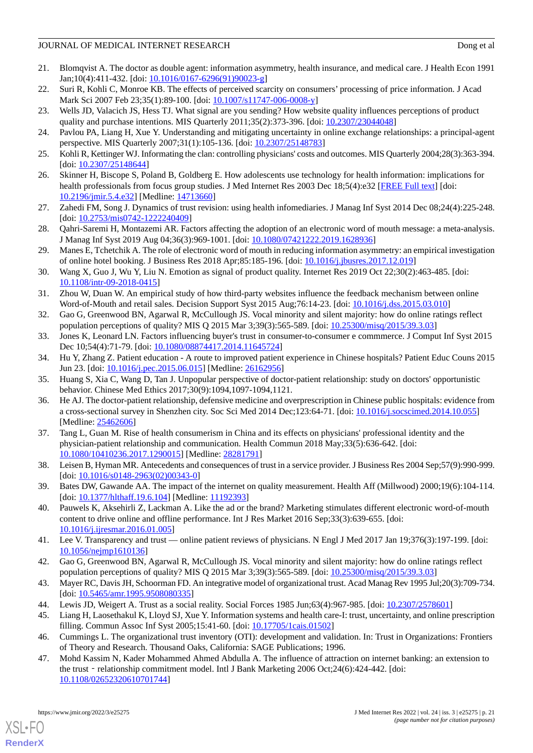21. Blomqvist A. The doctor as double agent: information asymmetry, health insurance, and medical care. J Health Econ 1991 Jan;10(4):411-432. [doi: 10.1016/0167-6296(91)90023-g]
22. Suri R, Kohli C, Monroe KB. The effects of perceived scarcity on consumers' processing of price information. J Acad Mark Sci 2007 Feb 23;35(1):89-100. [doi: 10.1007/s11747-006-0008-y]
23. Wells JD, Valacich JS, Hess TJ. What signal are you sending? How website quality influences perceptions of product quality and purchase intentions. MIS Quarterly 2011;35(2):373-396. [doi: 10.2307/23044048]
24. Pavlou PA, Liang H, Xue Y. Understanding and mitigating uncertainty in online exchange relationships: a principal-agent perspective. MIS Quarterly 2007;31(1):105-136. [doi: 10.2307/25148783]
25. Kohli R, Kettinger WJ. Informating the clan: controlling physicians' costs and outcomes. MIS Quarterly 2004;28(3):363-394. [doi: 10.2307/25148644]
26. Skinner H, Biscope S, Poland B, Goldberg E. How adolescents use technology for health information: implications for health professionals from focus group studies. J Med Internet Res 2003 Dec 18;5(4):e32 [FREE Full text] [doi: 10.2196/jmir.5.4.e32] [Medline: 14713660]
27. Zahedi FM, Song J. Dynamics of trust revision: using health infomediaries. J Manag Inf Syst 2014 Dec 08;24(4):225-248. [doi: 10.2753/mis0742-1222240409]
28. Qahri-Saremi H, Montazemi AR. Factors affecting the adoption of an electronic word of mouth message: a meta-analysis. J Manag Inf Syst 2019 Aug 04;36(3):969-1001. [doi: 10.1080/07421222.2019.1628936]
29. Manes E, Tchetchik A. The role of electronic word of mouth in reducing information asymmetry: an empirical investigation of online hotel booking. J Business Res 2018 Apr;85:185-196. [doi: 10.1016/j.jbusres.2017.12.019]
30. Wang X, Guo J, Wu Y, Liu N. Emotion as signal of product quality. Internet Res 2019 Oct 22;30(2):463-485. [doi: 10.1108/intr-09-2018-0415]
31. Zhou W, Duan W. An empirical study of how third-party websites influence the feedback mechanism between online Word-of-Mouth and retail sales. Decision Support Syst 2015 Aug;76:14-23. [doi: 10.1016/j.dss.2015.03.010]
32. Gao G, Greenwood BN, Agarwal R, McCullough JS. Vocal minority and silent majority: how do online ratings reflect population perceptions of quality? MIS Q 2015 Mar 3;39(3):565-589. [doi: 10.25300/misq/2015/39.3.03]
33. Jones K, Leonard LN. Factors influencing buyer's trust in consumer-to-consumer e commmerce. J Comput Inf Syst 2015 Dec 10;54(4):71-79. [doi: 10.1080/08874417.2014.11645724]
34. Hu Y, Zhang Z. Patient education - A route to improved patient experience in Chinese hospitals? Patient Educ Couns 2015 Jun 23. [doi: 10.1016/j.pec.2015.06.015] [Medline: 26162956]
35. Huang S, Xia C, Wang D, Tan J. Unpopular perspective of doctor-patient relationship: study on doctors' opportunistic behavior. Chinese Med Ethics 2017;30(9):1094,1097-1094,1121.
36. He AJ. The doctor-patient relationship, defensive medicine and overprescription in Chinese public hospitals: evidence from a cross-sectional survey in Shenzhen city. Soc Sci Med 2014 Dec;123:64-71. [doi: 10.1016/j.socscimed.2014.10.055] [Medline: 25462606]
37. Tang L, Guan M. Rise of health consumerism in China and its effects on physicians' professional identity and the physician-patient relationship and communication. Health Commun 2018 May;33(5):636-642. [doi: 10.1080/10410236.2017.1290015] [Medline: 28281791]
38. Leisen B, Hyman MR. Antecedents and consequences of trust in a service provider. J Business Res 2004 Sep;57(9):990-999. [doi: 10.1016/s0148-2963(02)00343-0]
39. Bates DW, Gawande AA. The impact of the internet on quality measurement. Health Aff (Millwood) 2000;19(6):104-114. [doi: 10.1377/hlthaff.19.6.104] [Medline: 11192393]
40. Pauwels K, Aksehirli Z, Lackman A. Like the ad or the brand? Marketing stimulates different electronic word-of-mouth content to drive online and offline performance. Int J Res Market 2016 Sep;33(3):639-655. [doi: 10.1016/j.ijresmar.2016.01.005]
41. Lee V. Transparency and trust — online patient reviews of physicians. N Engl J Med 2017 Jan 19;376(3):197-199. [doi: 10.1056/nejmp1610136]
42. Gao G, Greenwood BN, Agarwal R, McCullough JS. Vocal minority and silent majority: how do online ratings reflect population perceptions of quality? MIS Q 2015 Mar 3;39(3):565-589. [doi: 10.25300/misq/2015/39.3.03]
43. Mayer RC, Davis JH, Schoorman FD. An integrative model of organizational trust. Acad Manag Rev 1995 Jul;20(3):709-734. [doi: 10.5465/amr.1995.9508080335]
44. Lewis JD, Weigert A. Trust as a social reality. Social Forces 1985 Jun;63(4):967-985. [doi: 10.2307/2578601]
45. Liang H, Laosethakul K, Lloyd SJ, Xue Y. Information systems and health care-I: trust, uncertainty, and online prescription filling. Commun Assoc Inf Syst 2005;15:41-60. [doi: 10.17705/1cais.01502]
46. Cummings L. The organizational trust inventory (OTI): development and validation. In: Trust in Organizations: Frontiers of Theory and Research. Thousand Oaks, California: SAGE Publications; 1996.
47. Mohd Kassim N, Kader Mohammed Ahmed Abdulla A. The influence of attraction on internet banking: an extension to the trust‐relationship commitment model. Intl J Bank Marketing 2006 Oct;24(6):424-442. [doi: 10.1108/02652320610701744]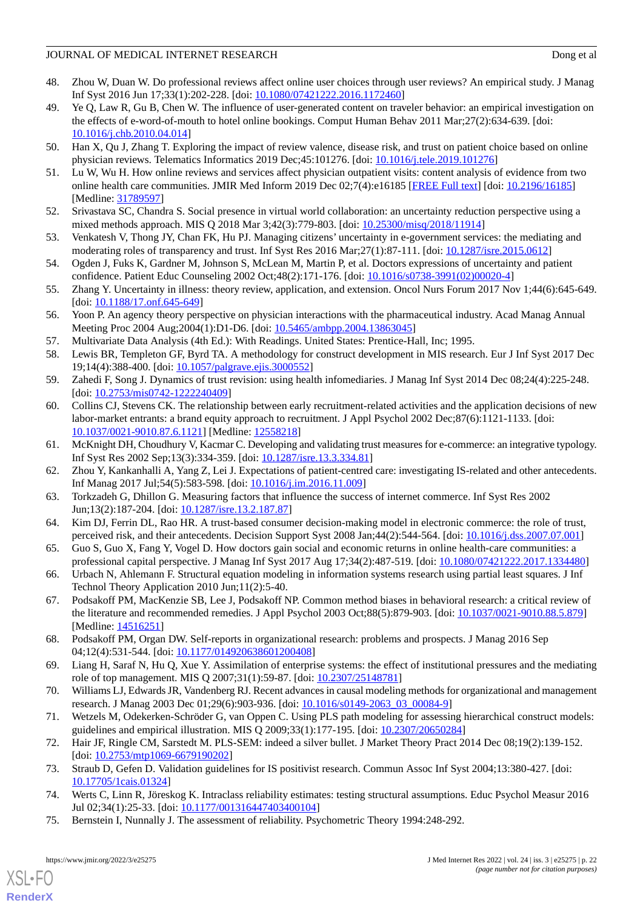48. Zhou W, Duan W. Do professional reviews affect online user choices through user reviews? An empirical study. J Manag Inf Syst 2016 Jun 17;33(1):202-228. [doi: 10.1080/07421222.2016.1172460]
49. Ye Q, Law R, Gu B, Chen W. The influence of user-generated content on traveler behavior: an empirical investigation on the effects of e-word-of-mouth to hotel online bookings. Comput Human Behav 2011 Mar;27(2):634-639. [doi: 10.1016/j.chb.2010.04.014]
50. Han X, Qu J, Zhang T. Exploring the impact of review valence, disease risk, and trust on patient choice based on online physician reviews. Telematics Informatics 2019 Dec;45:101276. [doi: 10.1016/j.tele.2019.101276]
51. Lu W, Wu H. How online reviews and services affect physician outpatient visits: content analysis of evidence from two online health care communities. JMIR Med Inform 2019 Dec 02;7(4):e16185 [FREE Full text] [doi: 10.2196/16185] [Medline: 31789597]
52. Srivastava SC, Chandra S. Social presence in virtual world collaboration: an uncertainty reduction perspective using a mixed methods approach. MIS Q 2018 Mar 3;42(3):779-803. [doi: 10.25300/misq/2018/11914]
53. Venkatesh V, Thong JY, Chan FK, Hu PJ. Managing citizens' uncertainty in e-government services: the mediating and moderating roles of transparency and trust. Inf Syst Res 2016 Mar;27(1):87-111. [doi: 10.1287/isre.2015.0612]
54. Ogden J, Fuks K, Gardner M, Johnson S, McLean M, Martin P, et al. Doctors expressions of uncertainty and patient confidence. Patient Educ Counseling 2002 Oct;48(2):171-176. [doi: 10.1016/s0738-3991(02)00020-4]
55. Zhang Y. Uncertainty in illness: theory review, application, and extension. Oncol Nurs Forum 2017 Nov 1;44(6):645-649. [doi: 10.1188/17.onf.645-649]
56. Yoon P. An agency theory perspective on physician interactions with the pharmaceutical industry. Acad Manag Annual Meeting Proc 2004 Aug;2004(1):D1-D6. [doi: 10.5465/ambpp.2004.13863045]
57. Multivariate Data Analysis (4th Ed.): With Readings. United States: Prentice-Hall, Inc; 1995.
58. Lewis BR, Templeton GF, Byrd TA. A methodology for construct development in MIS research. Eur J Inf Syst 2017 Dec 19;14(4):388-400. [doi: 10.1057/palgrave.ejis.3000552]
59. Zahedi F, Song J. Dynamics of trust revision: using health infomediaries. J Manag Inf Syst 2014 Dec 08;24(4):225-248. [doi: 10.2753/mis0742-1222240409]
60. Collins CJ, Stevens CK. The relationship between early recruitment-related activities and the application decisions of new labor-market entrants: a brand equity approach to recruitment. J Appl Psychol 2002 Dec;87(6):1121-1133. [doi: 10.1037/0021-9010.87.6.1121] [Medline: 12558218]
61. McKnight DH, Choudhury V, Kacmar C. Developing and validating trust measures for e-commerce: an integrative typology. Inf Syst Res 2002 Sep;13(3):334-359. [doi: 10.1287/isre.13.3.334.81]
62. Zhou Y, Kankanhalli A, Yang Z, Lei J. Expectations of patient-centred care: investigating IS-related and other antecedents. Inf Manag 2017 Jul;54(5):583-598. [doi: 10.1016/j.im.2016.11.009]
63. Torkzadeh G, Dhillon G. Measuring factors that influence the success of internet commerce. Inf Syst Res 2002 Jun;13(2):187-204. [doi: 10.1287/isre.13.2.187.87]
64. Kim DJ, Ferrin DL, Rao HR. A trust-based consumer decision-making model in electronic commerce: the role of trust, perceived risk, and their antecedents. Decision Support Syst 2008 Jan;44(2):544-564. [doi: 10.1016/j.dss.2007.07.001]
65. Guo S, Guo X, Fang Y, Vogel D. How doctors gain social and economic returns in online health-care communities: a professional capital perspective. J Manag Inf Syst 2017 Aug 17;34(2):487-519. [doi: 10.1080/07421222.2017.1334480]
66. Urbach N, Ahlemann F. Structural equation modeling in information systems research using partial least squares. J Inf Technol Theory Application 2010 Jun;11(2):5-40.
67. Podsakoff PM, MacKenzie SB, Lee J, Podsakoff NP. Common method biases in behavioral research: a critical review of the literature and recommended remedies. J Appl Psychol 2003 Oct;88(5):879-903. [doi: 10.1037/0021-9010.88.5.879] [Medline: 14516251]
68. Podsakoff PM, Organ DW. Self-reports in organizational research: problems and prospects. J Manag 2016 Sep 04;12(4):531-544. [doi: 10.1177/014920638601200408]
69. Liang H, Saraf N, Hu Q, Xue Y. Assimilation of enterprise systems: the effect of institutional pressures and the mediating role of top management. MIS Q 2007;31(1):59-87. [doi: 10.2307/25148781]
70. Williams LJ, Edwards JR, Vandenberg RJ. Recent advances in causal modeling methods for organizational and management research. J Manag 2003 Dec 01;29(6):903-936. [doi: 10.1016/s0149-2063_03_00084-9]
71. Wetzels M, Odekerken-Schröder G, van Oppen C. Using PLS path modeling for assessing hierarchical construct models: guidelines and empirical illustration. MIS Q 2009;33(1):177-195. [doi: 10.2307/20650284]
72. Hair JF, Ringle CM, Sarstedt M. PLS-SEM: indeed a silver bullet. J Market Theory Pract 2014 Dec 08;19(2):139-152. [doi: 10.2753/mtp1069-6679190202]
73. Straub D, Gefen D. Validation guidelines for IS positivist research. Commun Assoc Inf Syst 2004;13:380-427. [doi: 10.17705/1cais.01324]
74. Werts C, Linn R, Jöreskog K. Intraclass reliability estimates: testing structural assumptions. Educ Psychol Measur 2016 Jul 02;34(1):25-33. [doi: 10.1177/001316447403400104]
75. Bernstein I, Nunnally J. The assessment of reliability. Psychometric Theory 1994:248-292.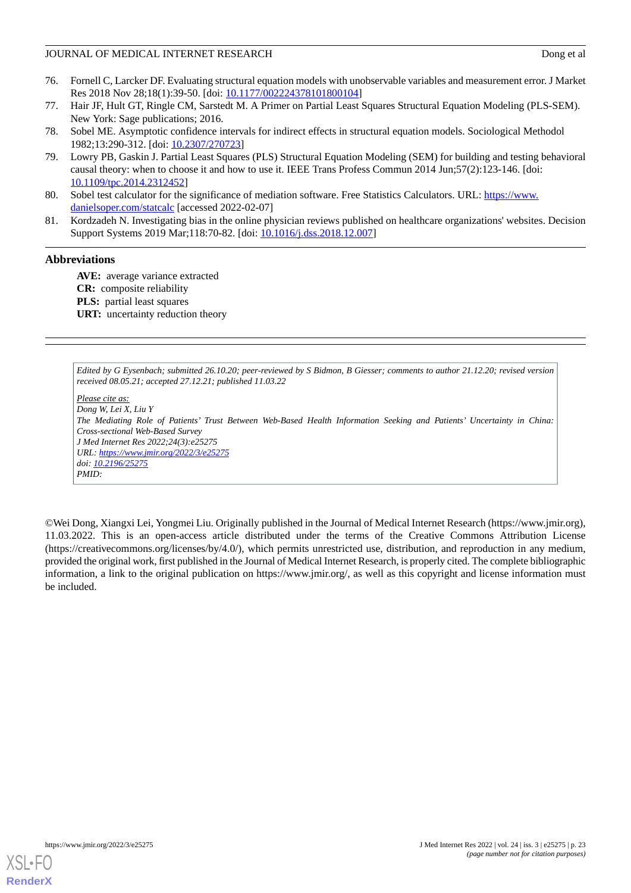76. Fornell C, Larcker DF. Evaluating structural equation models with unobservable variables and measurement error. J Market Res 2018 Nov 28;18(1):39-50. [doi: 10.1177/002224378101800104]
77. Hair JF, Hult GT, Ringle CM, Sarstedt M. A Primer on Partial Least Squares Structural Equation Modeling (PLS-SEM). New York: Sage publications; 2016.
78. Sobel ME. Asymptotic confidence intervals for indirect effects in structural equation models. Sociological Methodol 1982;13:290-312. [doi: 10.2307/270723]
79. Lowry PB, Gaskin J. Partial Least Squares (PLS) Structural Equation Modeling (SEM) for building and testing behavioral causal theory: when to choose it and how to use it. IEEE Trans Profess Commun 2014 Jun;57(2):123-146. [doi: 10.1109/tpc.2014.2312452]
80. Sobel test calculator for the significance of mediation software. Free Statistics Calculators. URL: https://www.danielsoper.com/statcalc [accessed 2022-02-07]
81. Kordzadeh N. Investigating bias in the online physician reviews published on healthcare organizations' websites. Decision Support Systems 2019 Mar;118:70-82. [doi: 10.1016/j.dss.2018.12.007]

## Abbreviations

**AVE:** average variance extracted
**CR:** composite reliability
**PLS:** partial least squares
**URT:** uncertainty reduction theory

*Edited by G Eysenbach; submitted 26.10.20; peer-reviewed by S Bidmon, B Giesser; comments to author 21.12.20; revised version received 08.05.21; accepted 27.12.21; published 11.03.22*

*Please cite as:*
*Dong W, Lei X, Liu Y*
*The Mediating Role of Patients' Trust Between Web-Based Health Information Seeking and Patients' Uncertainty in China: Cross-sectional Web-Based Survey*
*J Med Internet Res 2022;24(3):e25275*
*URL: https://www.jmir.org/2022/3/e25275*
*doi: 10.2196/25275*
*PMID:*

©Wei Dong, Xiangxi Lei, Yongmei Liu. Originally published in the Journal of Medical Internet Research (https://www.jmir.org), 11.03.2022. This is an open-access article distributed under the terms of the Creative Commons Attribution License (https://creativecommons.org/licenses/by/4.0/), which permits unrestricted use, distribution, and reproduction in any medium, provided the original work, first published in the Journal of Medical Internet Research, is properly cited. The complete bibliographic information, a link to the original publication on https://www.jmir.org/, as well as this copyright and license information must be included.